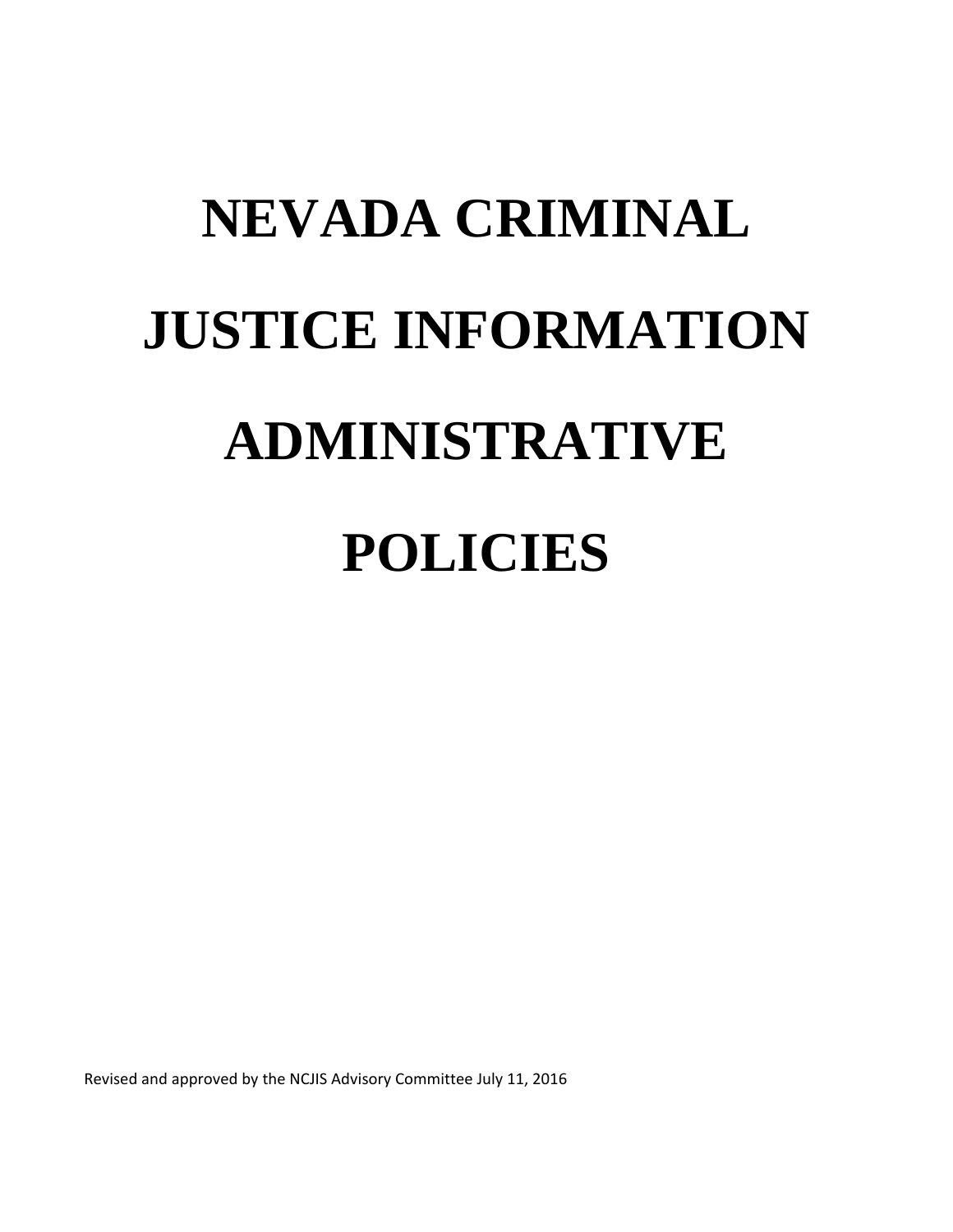# NEVADA CRIMINAL JUSTICE INFORMATION ADMINISTRATIVE POLICIES

Revised and approved by the NCJIS Advisory Committee July 11, 2016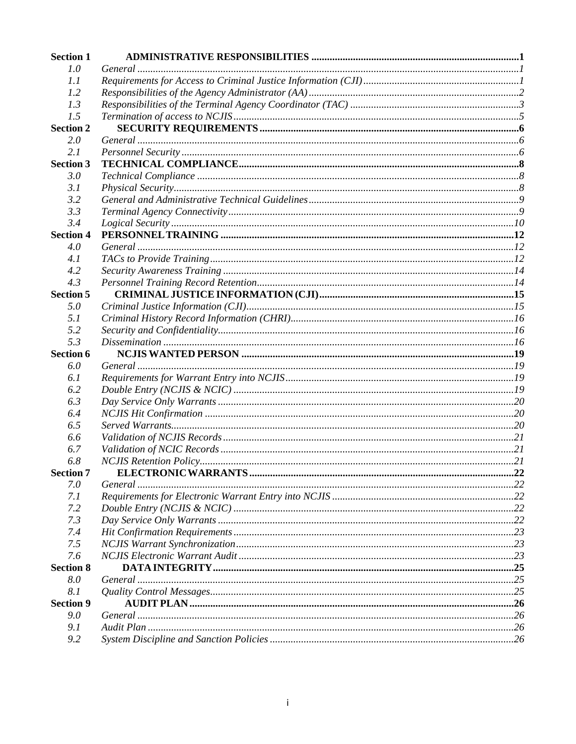| | | |
|---|---|---|
| **Section 1** | **ADMINISTRATIVE RESPONSIBILITIES** | **1** |
| *1.0* | *General* | *1* |
| *1.1* | *Requirements for Access to Criminal Justice Information (CJI)* | *1* |
| *1.2* | *Responsibilities of the Agency Administrator (AA)* | *2* |
| *1.3* | *Responsibilities of the Terminal Agency Coordinator (TAC)* | *3* |
| *1.5* | *Termination of access to NCJIS* | *5* |
| **Section 2** | **SECURITY REQUIREMENTS** | **6** |
| *2.0* | *General* | *6* |
| *2.1* | *Personnel Security* | *6* |
| **Section 3** | **TECHNICAL COMPLIANCE** | **8** |
| *3.0* | *Technical Compliance* | *8* |
| *3.1* | *Physical Security* | *8* |
| *3.2* | *General and Administrative Technical Guidelines* | *9* |
| *3.3* | *Terminal Agency Connectivity* | *9* |
| *3.4* | *Logical Security* | *10* |
| **Section 4** | **PERSONNEL TRAINING** | **12** |
| *4.0* | *General* | *12* |
| *4.1* | *TACs to Provide Training* | *12* |
| *4.2* | *Security Awareness Training* | *14* |
| *4.3* | *Personnel Training Record Retention* | *14* |
| **Section 5** | **CRIMINAL JUSTICE INFORMATION (CJI)** | **15** |
| *5.0* | *Criminal Justice Information (CJI)* | *15* |
| *5.1* | *Criminal History Record Information (CHRI)* | *16* |
| *5.2* | *Security and Confidentiality* | *16* |
| *5.3* | *Dissemination* | *16* |
| **Section 6** | **NCJIS WANTED PERSON** | **19** |
| *6.0* | *General* | *19* |
| *6.1* | *Requirements for Warrant Entry into NCJIS* | *19* |
| *6.2* | *Double Entry (NCJIS & NCIC)* | *19* |
| *6.3* | *Day Service Only Warrants* | *20* |
| *6.4* | *NCJIS Hit Confirmation* | *20* |
| *6.5* | *Served Warrants* | *20* |
| *6.6* | *Validation of NCJIS Records* | *21* |
| *6.7* | *Validation of NCIC Records* | *21* |
| *6.8* | *NCJIS Retention Policy* | *21* |
| **Section 7** | **ELECTRONIC WARRANTS** | **22** |
| *7.0* | *General* | *22* |
| *7.1* | *Requirements for Electronic Warrant Entry into NCJIS* | *22* |
| *7.2* | *Double Entry (NCJIS & NCIC)* | *22* |
| *7.3* | *Day Service Only Warrants* | *22* |
| *7.4* | *Hit Confirmation Requirements* | *23* |
| *7.5* | *NCJIS Warrant Synchronization* | *23* |
| *7.6* | *NCJIS Electronic Warrant Audit* | *23* |
| **Section 8** | **DATA INTEGRITY** | **25** |
| *8.0* | *General* | *25* |
| *8.1* | *Quality Control Messages* | *25* |
| **Section 9** | **AUDIT PLAN** | **26** |
| *9.0* | *General* | *26* |
| *9.1* | *Audit Plan* | *26* |
| *9.2* | *System Discipline and Sanction Policies* | *26* |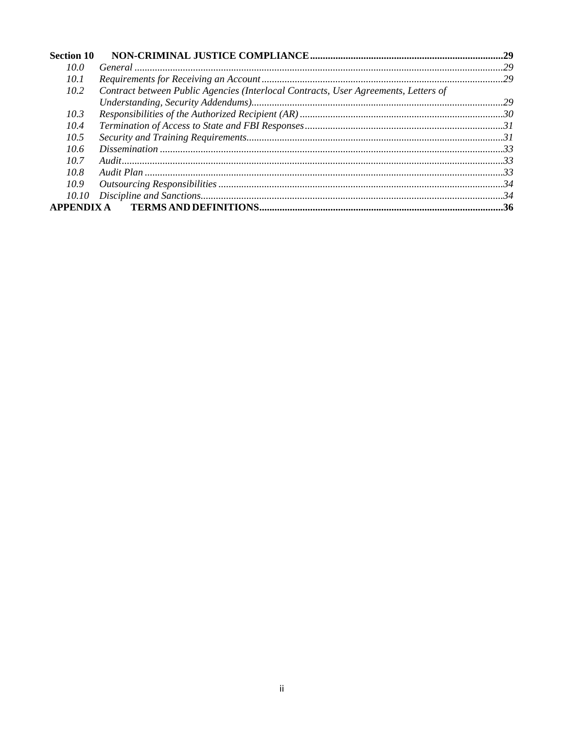**Section 10 NON-CRIMINAL JUSTICE COMPLIANCE** ..... **29**

*10.0 General* ..... *29*

*10.1 Requirements for Receiving an Account* ..... *29*

*10.2 Contract between Public Agencies (Interlocal Contracts, User Agreements, Letters of Understanding, Security Addendums)* ..... *29*

*10.3 Responsibilities of the Authorized Recipient (AR)* ..... *30*

*10.4 Termination of Access to State and FBI Responses* ..... *31*

*10.5 Security and Training Requirements* ..... *31*

*10.6 Dissemination* ..... *33*

*10.7 Audit* ..... *33*

*10.8 Audit Plan* ..... *33*

*10.9 Outsourcing Responsibilities* ..... *34*

*10.10 Discipline and Sanctions* ..... *34*

**APPENDIX A TERMS AND DEFINITIONS** ..... **36**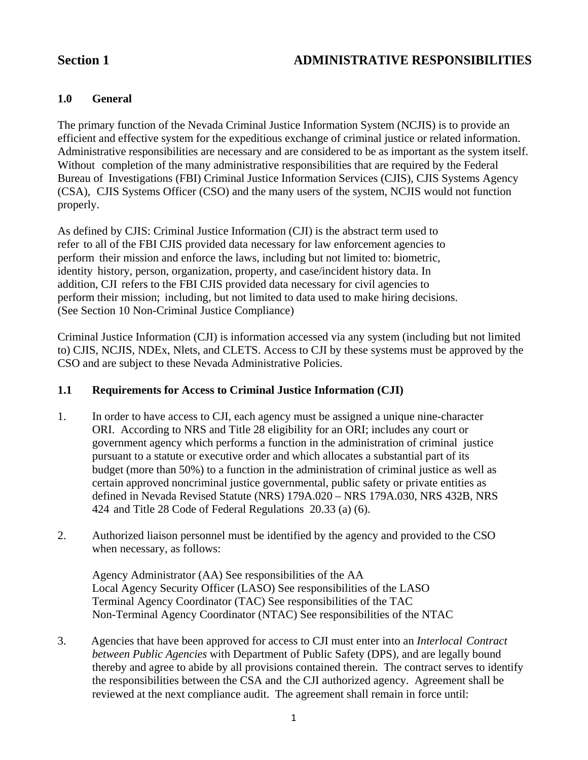# Section 1 ADMINISTRATIVE RESPONSIBILITIES

## 1.0 General

The primary function of the Nevada Criminal Justice Information System (NCJIS) is to provide an efficient and effective system for the expeditious exchange of criminal justice or related information. Administrative responsibilities are necessary and are considered to be as important as the system itself. Without completion of the many administrative responsibilities that are required by the Federal Bureau of Investigations (FBI) Criminal Justice Information Services (CJIS), CJIS Systems Agency (CSA), CJIS Systems Officer (CSO) and the many users of the system, NCJIS would not function properly.

As defined by CJIS: Criminal Justice Information (CJI) is the abstract term used to refer to all of the FBI CJIS provided data necessary for law enforcement agencies to perform their mission and enforce the laws, including but not limited to: biometric, identity history, person, organization, property, and case/incident history data. In addition, CJI refers to the FBI CJIS provided data necessary for civil agencies to perform their mission; including, but not limited to data used to make hiring decisions. (See Section 10 Non-Criminal Justice Compliance)

Criminal Justice Information (CJI) is information accessed via any system (including but not limited to) CJIS, NCJIS, NDEx, Nlets, and CLETS. Access to CJI by these systems must be approved by the CSO and are subject to these Nevada Administrative Policies.

## 1.1 Requirements for Access to Criminal Justice Information (CJI)

1. In order to have access to CJI, each agency must be assigned a unique nine-character ORI. According to NRS and Title 28 eligibility for an ORI; includes any court or government agency which performs a function in the administration of criminal justice pursuant to a statute or executive order and which allocates a substantial part of its budget (more than 50%) to a function in the administration of criminal justice as well as certain approved noncriminal justice governmental, public safety or private entities as defined in Nevada Revised Statute (NRS) 179A.020 – NRS 179A.030, NRS 432B, NRS 424 and Title 28 Code of Federal Regulations 20.33 (a) (6).

2. Authorized liaison personnel must be identified by the agency and provided to the CSO when necessary, as follows:

   Agency Administrator (AA) See responsibilities of the AA
   Local Agency Security Officer (LASO) See responsibilities of the LASO
   Terminal Agency Coordinator (TAC) See responsibilities of the TAC
   Non-Terminal Agency Coordinator (NTAC) See responsibilities of the NTAC

3. Agencies that have been approved for access to CJI must enter into an *Interlocal Contract between Public Agencies* with Department of Public Safety (DPS), and are legally bound thereby and agree to abide by all provisions contained therein. The contract serves to identify the responsibilities between the CSA and the CJI authorized agency. Agreement shall be reviewed at the next compliance audit. The agreement shall remain in force until: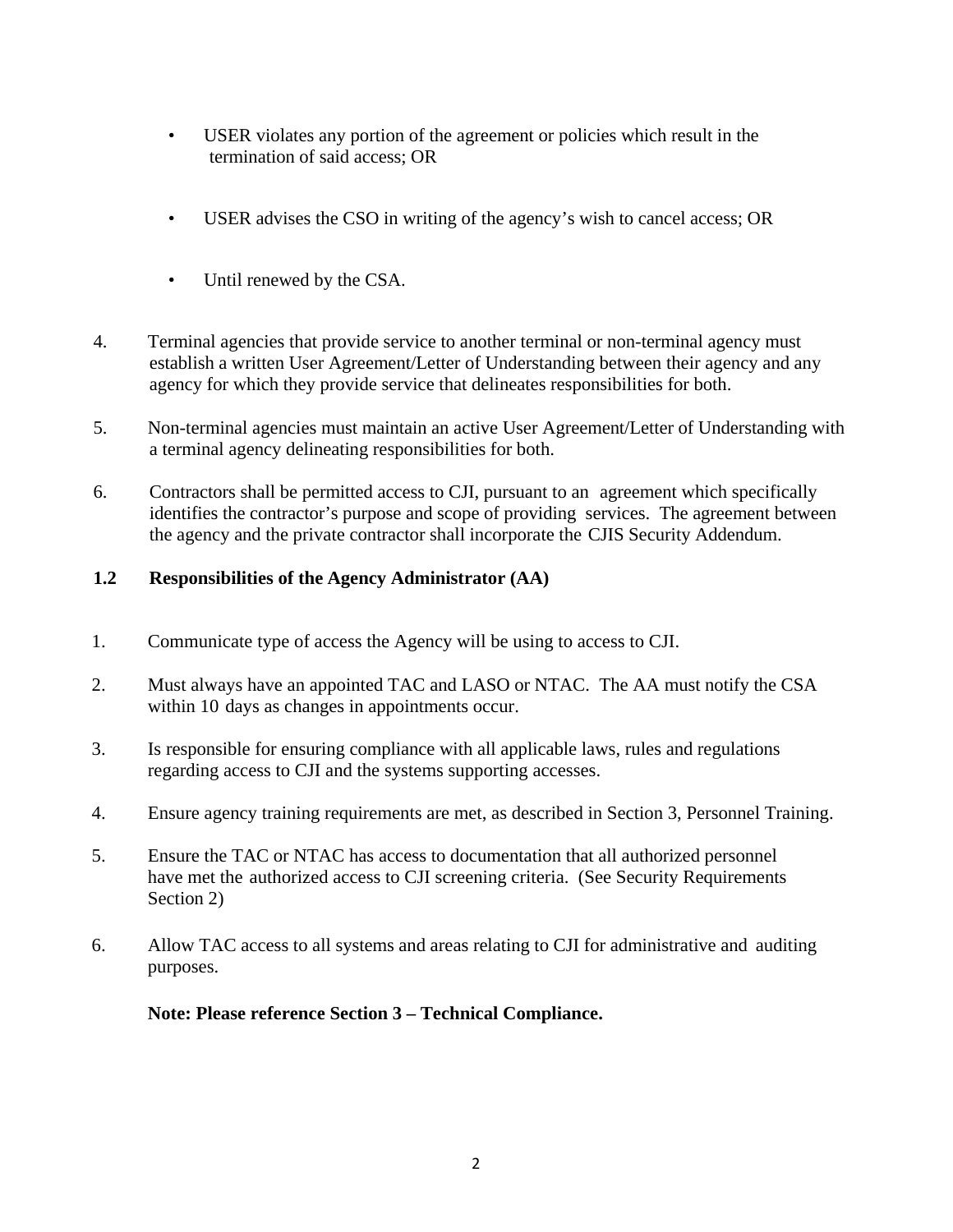- USER violates any portion of the agreement or policies which result in the termination of said access; OR

- USER advises the CSO in writing of the agency's wish to cancel access; OR

- Until renewed by the CSA.

4. Terminal agencies that provide service to another terminal or non-terminal agency must establish a written User Agreement/Letter of Understanding between their agency and any agency for which they provide service that delineates responsibilities for both.

5. Non-terminal agencies must maintain an active User Agreement/Letter of Understanding with a terminal agency delineating responsibilities for both.

6. Contractors shall be permitted access to CJI, pursuant to an agreement which specifically identifies the contractor's purpose and scope of providing services. The agreement between the agency and the private contractor shall incorporate the CJIS Security Addendum.

### 1.2 Responsibilities of the Agency Administrator (AA)

1. Communicate type of access the Agency will be using to access to CJI.

2. Must always have an appointed TAC and LASO or NTAC. The AA must notify the CSA within 10 days as changes in appointments occur.

3. Is responsible for ensuring compliance with all applicable laws, rules and regulations regarding access to CJI and the systems supporting accesses.

4. Ensure agency training requirements are met, as described in Section 3, Personnel Training.

5. Ensure the TAC or NTAC has access to documentation that all authorized personnel have met the authorized access to CJI screening criteria. (See Security Requirements Section 2)

6. Allow TAC access to all systems and areas relating to CJI for administrative and auditing purposes.

**Note: Please reference Section 3 – Technical Compliance.**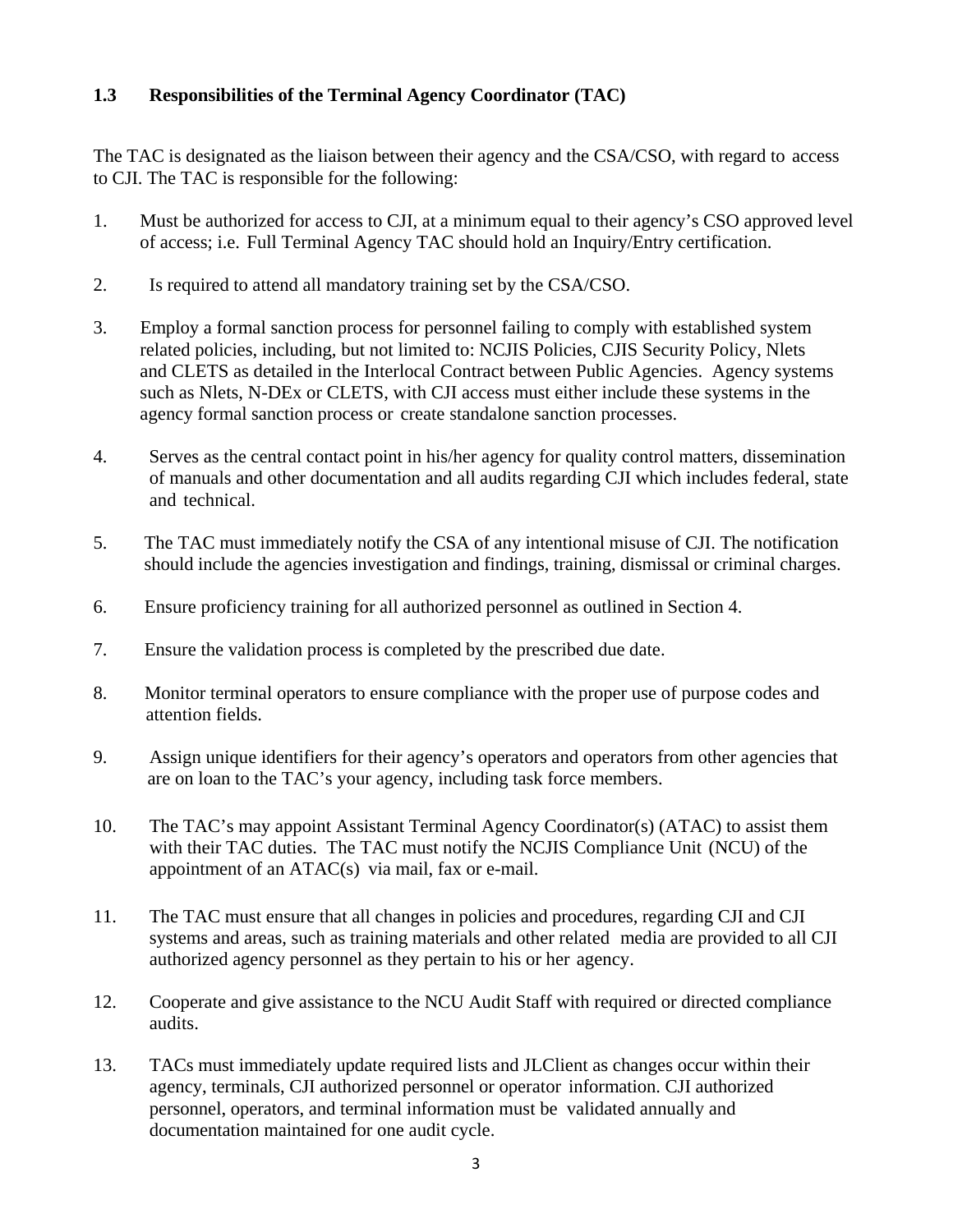### 1.3 Responsibilities of the Terminal Agency Coordinator (TAC)

The TAC is designated as the liaison between their agency and the CSA/CSO, with regard to access to CJI. The TAC is responsible for the following:

1. Must be authorized for access to CJI, at a minimum equal to their agency's CSO approved level of access; i.e. Full Terminal Agency TAC should hold an Inquiry/Entry certification.

2. Is required to attend all mandatory training set by the CSA/CSO.

3. Employ a formal sanction process for personnel failing to comply with established system related policies, including, but not limited to: NCJIS Policies, CJIS Security Policy, Nlets and CLETS as detailed in the Interlocal Contract between Public Agencies. Agency systems such as Nlets, N-DEx or CLETS, with CJI access must either include these systems in the agency formal sanction process or create standalone sanction processes.

4. Serves as the central contact point in his/her agency for quality control matters, dissemination of manuals and other documentation and all audits regarding CJI which includes federal, state and technical.

5. The TAC must immediately notify the CSA of any intentional misuse of CJI. The notification should include the agencies investigation and findings, training, dismissal or criminal charges.

6. Ensure proficiency training for all authorized personnel as outlined in Section 4.

7. Ensure the validation process is completed by the prescribed due date.

8. Monitor terminal operators to ensure compliance with the proper use of purpose codes and attention fields.

9. Assign unique identifiers for their agency's operators and operators from other agencies that are on loan to the TAC's your agency, including task force members.

10. The TAC's may appoint Assistant Terminal Agency Coordinator(s) (ATAC) to assist them with their TAC duties. The TAC must notify the NCJIS Compliance Unit (NCU) of the appointment of an ATAC(s) via mail, fax or e-mail.

11. The TAC must ensure that all changes in policies and procedures, regarding CJI and CJI systems and areas, such as training materials and other related media are provided to all CJI authorized agency personnel as they pertain to his or her agency.

12. Cooperate and give assistance to the NCU Audit Staff with required or directed compliance audits.

13. TACs must immediately update required lists and JLClient as changes occur within their agency, terminals, CJI authorized personnel or operator information. CJI authorized personnel, operators, and terminal information must be validated annually and documentation maintained for one audit cycle.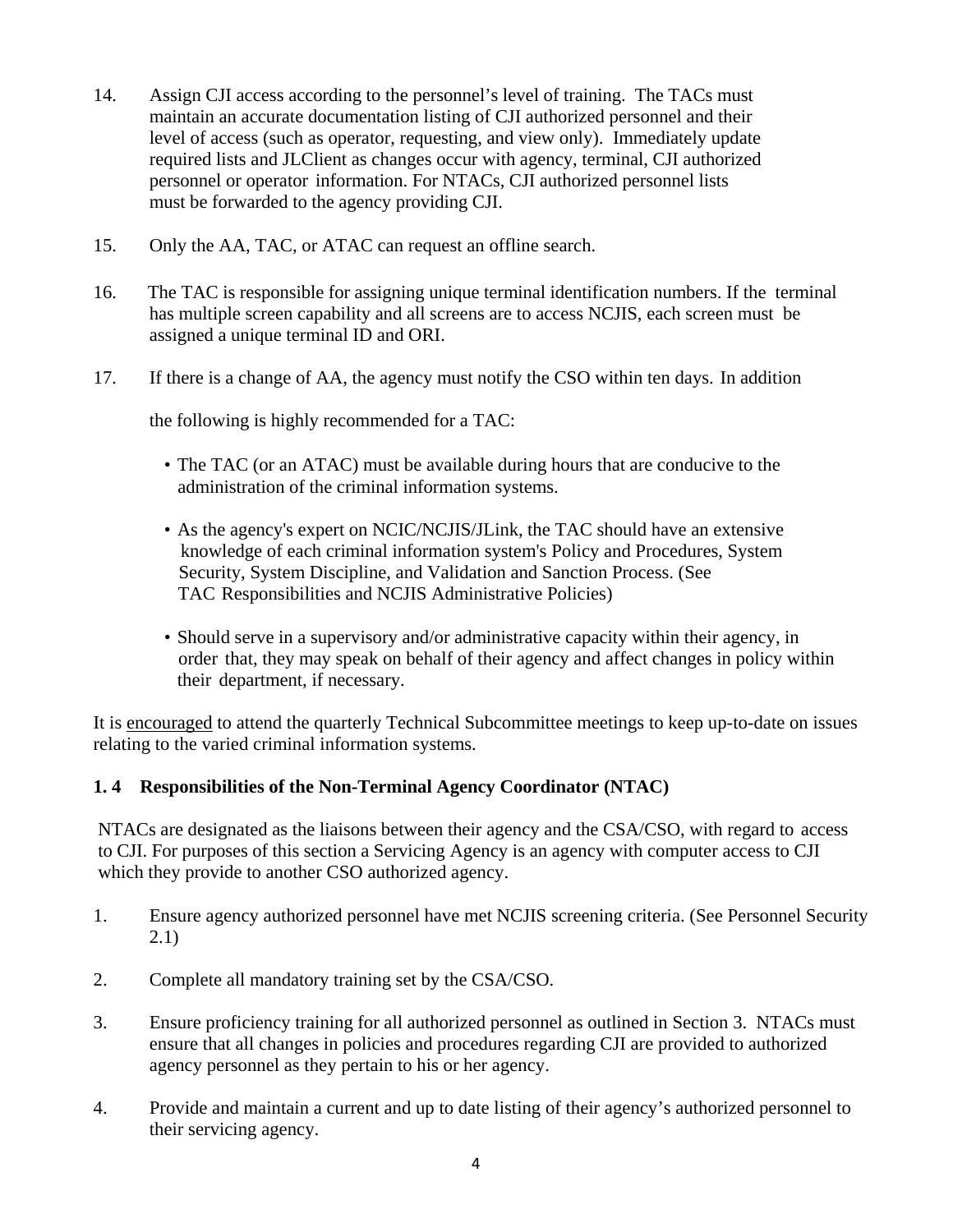14. Assign CJI access according to the personnel's level of training. The TACs must maintain an accurate documentation listing of CJI authorized personnel and their level of access (such as operator, requesting, and view only). Immediately update required lists and JLClient as changes occur with agency, terminal, CJI authorized personnel or operator information. For NTACs, CJI authorized personnel lists must be forwarded to the agency providing CJI.

15. Only the AA, TAC, or ATAC can request an offline search.

16. The TAC is responsible for assigning unique terminal identification numbers. If the terminal has multiple screen capability and all screens are to access NCJIS, each screen must be assigned a unique terminal ID and ORI.

17. If there is a change of AA, the agency must notify the CSO within ten days. In addition

    the following is highly recommended for a TAC:

    - The TAC (or an ATAC) must be available during hours that are conducive to the administration of the criminal information systems.
    - As the agency's expert on NCIC/NCJIS/JLink, the TAC should have an extensive knowledge of each criminal information system's Policy and Procedures, System Security, System Discipline, and Validation and Sanction Process. (See TAC Responsibilities and NCJIS Administrative Policies)
    - Should serve in a supervisory and/or administrative capacity within their agency, in order that, they may speak on behalf of their agency and affect changes in policy within their department, if necessary.

It is <u>encouraged</u> to attend the quarterly Technical Subcommittee meetings to keep up-to-date on issues relating to the varied criminal information systems.

### 1. 4 Responsibilities of the Non-Terminal Agency Coordinator (NTAC)

NTACs are designated as the liaisons between their agency and the CSA/CSO, with regard to access to CJI. For purposes of this section a Servicing Agency is an agency with computer access to CJI which they provide to another CSO authorized agency.

1. Ensure agency authorized personnel have met NCJIS screening criteria. (See Personnel Security 2.1)

2. Complete all mandatory training set by the CSA/CSO.

3. Ensure proficiency training for all authorized personnel as outlined in Section 3. NTACs must ensure that all changes in policies and procedures regarding CJI are provided to authorized agency personnel as they pertain to his or her agency.

4. Provide and maintain a current and up to date listing of their agency's authorized personnel to their servicing agency.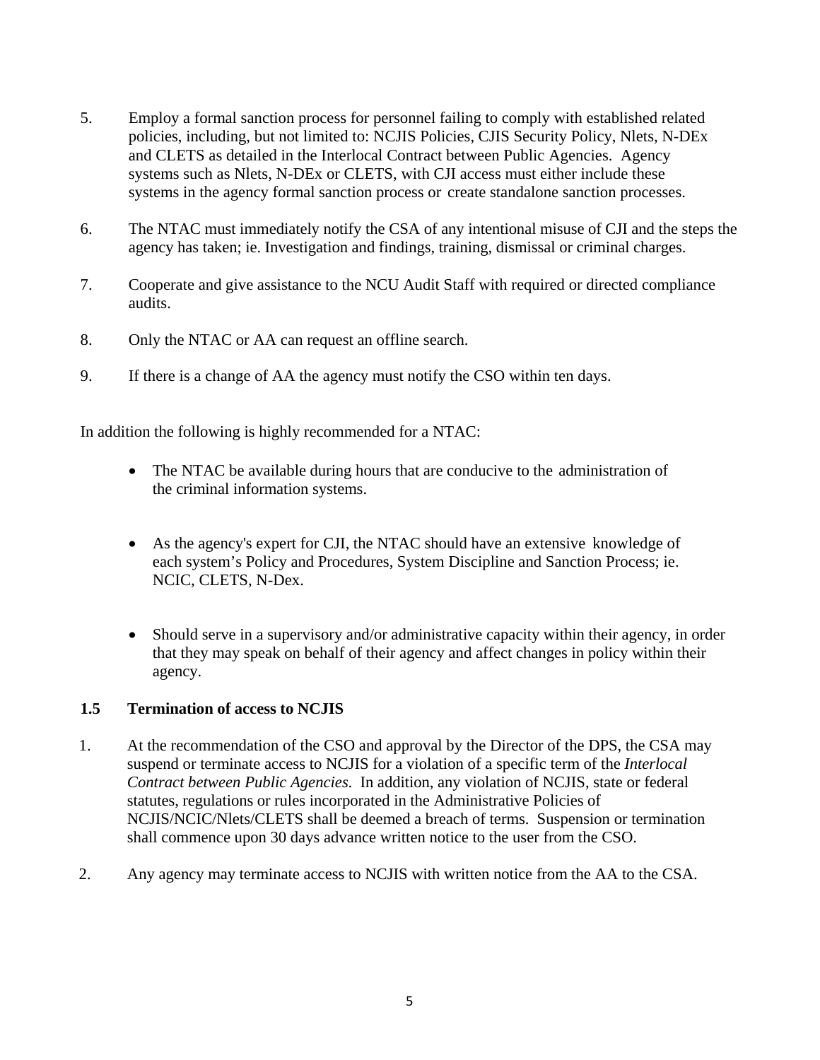5. Employ a formal sanction process for personnel failing to comply with established related policies, including, but not limited to: NCJIS Policies, CJIS Security Policy, Nlets, N-DEx and CLETS as detailed in the Interlocal Contract between Public Agencies. Agency systems such as Nlets, N-DEx or CLETS, with CJI access must either include these systems in the agency formal sanction process or create standalone sanction processes.

6. The NTAC must immediately notify the CSA of any intentional misuse of CJI and the steps the agency has taken; ie. Investigation and findings, training, dismissal or criminal charges.

7. Cooperate and give assistance to the NCU Audit Staff with required or directed compliance audits.

8. Only the NTAC or AA can request an offline search.

9. If there is a change of AA the agency must notify the CSO within ten days.

In addition the following is highly recommended for a NTAC:

- The NTAC be available during hours that are conducive to the administration of the criminal information systems.

- As the agency's expert for CJI, the NTAC should have an extensive knowledge of each system's Policy and Procedures, System Discipline and Sanction Process; ie. NCIC, CLETS, N-Dex.

- Should serve in a supervisory and/or administrative capacity within their agency, in order that they may speak on behalf of their agency and affect changes in policy within their agency.

### 1.5 Termination of access to NCJIS

1. At the recommendation of the CSO and approval by the Director of the DPS, the CSA may suspend or terminate access to NCJIS for a violation of a specific term of the *Interlocal Contract between Public Agencies.* In addition, any violation of NCJIS, state or federal statutes, regulations or rules incorporated in the Administrative Policies of NCJIS/NCIC/Nlets/CLETS shall be deemed a breach of terms. Suspension or termination shall commence upon 30 days advance written notice to the user from the CSO.

2. Any agency may terminate access to NCJIS with written notice from the AA to the CSA.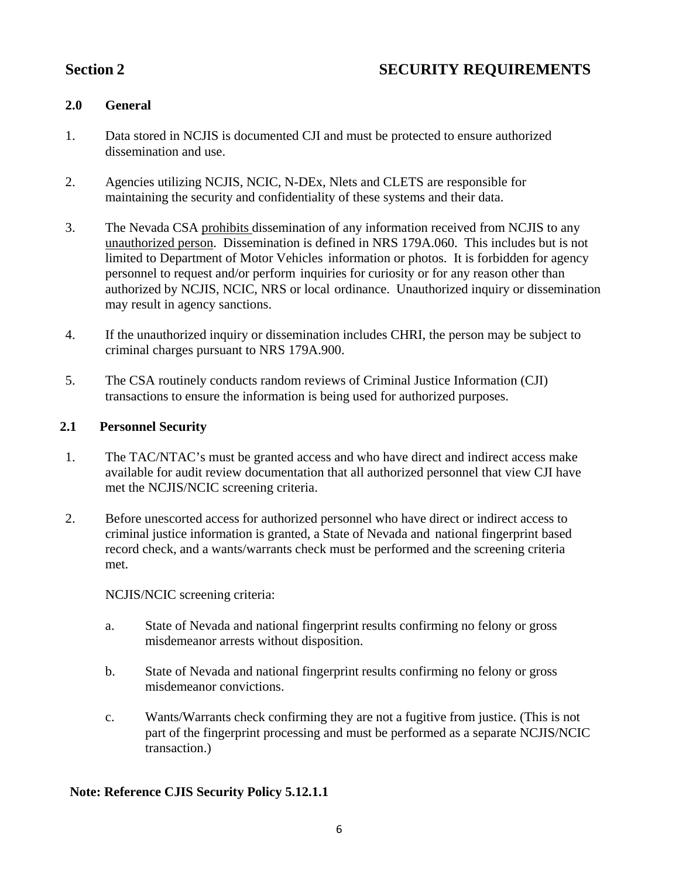# Section 2 SECURITY REQUIREMENTS

## 2.0 General

1. Data stored in NCJIS is documented CJI and must be protected to ensure authorized dissemination and use.

2. Agencies utilizing NCJIS, NCIC, N-DEx, Nlets and CLETS are responsible for maintaining the security and confidentiality of these systems and their data.

3. The Nevada CSA prohibits dissemination of any information received from NCJIS to any unauthorized person. Dissemination is defined in NRS 179A.060. This includes but is not limited to Department of Motor Vehicles information or photos. It is forbidden for agency personnel to request and/or perform inquiries for curiosity or for any reason other than authorized by NCJIS, NCIC, NRS or local ordinance. Unauthorized inquiry or dissemination may result in agency sanctions.

4. If the unauthorized inquiry or dissemination includes CHRI, the person may be subject to criminal charges pursuant to NRS 179A.900.

5. The CSA routinely conducts random reviews of Criminal Justice Information (CJI) transactions to ensure the information is being used for authorized purposes.

## 2.1 Personnel Security

1. The TAC/NTAC's must be granted access and who have direct and indirect access make available for audit review documentation that all authorized personnel that view CJI have met the NCJIS/NCIC screening criteria.

2. Before unescorted access for authorized personnel who have direct or indirect access to criminal justice information is granted, a State of Nevada and national fingerprint based record check, and a wants/warrants check must be performed and the screening criteria met.

   NCJIS/NCIC screening criteria:

   a. State of Nevada and national fingerprint results confirming no felony or gross misdemeanor arrests without disposition.

   b. State of Nevada and national fingerprint results confirming no felony or gross misdemeanor convictions.

   c. Wants/Warrants check confirming they are not a fugitive from justice. (This is not part of the fingerprint processing and must be performed as a separate NCJIS/NCIC transaction.)

**Note: Reference CJIS Security Policy 5.12.1.1**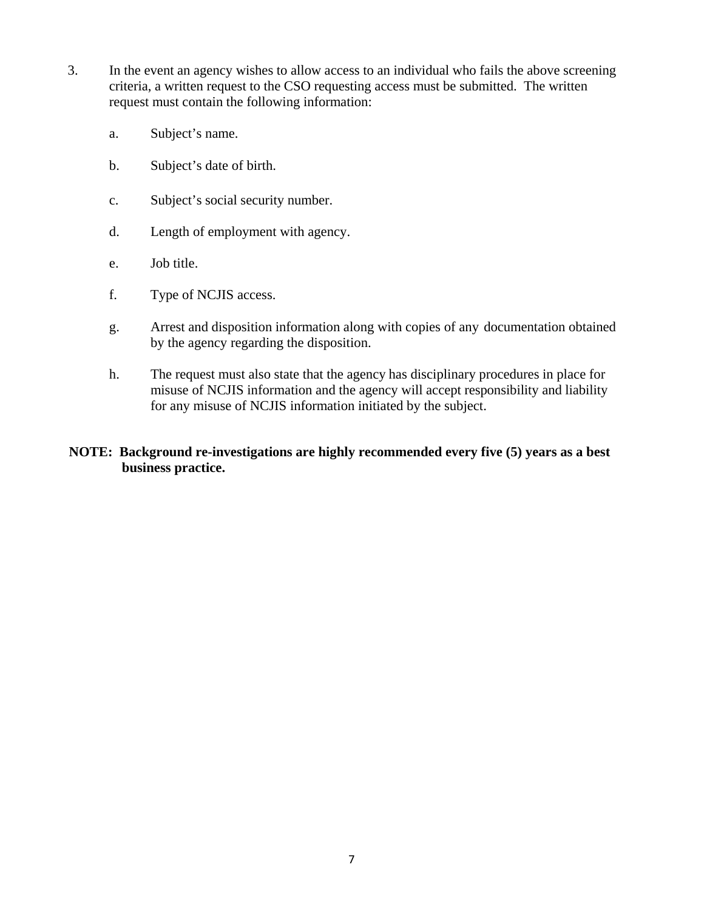3. In the event an agency wishes to allow access to an individual who fails the above screening criteria, a written request to the CSO requesting access must be submitted. The written request must contain the following information:

   a. Subject's name.

   b. Subject's date of birth.

   c. Subject's social security number.

   d. Length of employment with agency.

   e. Job title.

   f. Type of NCJIS access.

   g. Arrest and disposition information along with copies of any documentation obtained by the agency regarding the disposition.

   h. The request must also state that the agency has disciplinary procedures in place for misuse of NCJIS information and the agency will accept responsibility and liability for any misuse of NCJIS information initiated by the subject.

**NOTE: Background re-investigations are highly recommended every five (5) years as a best business practice.**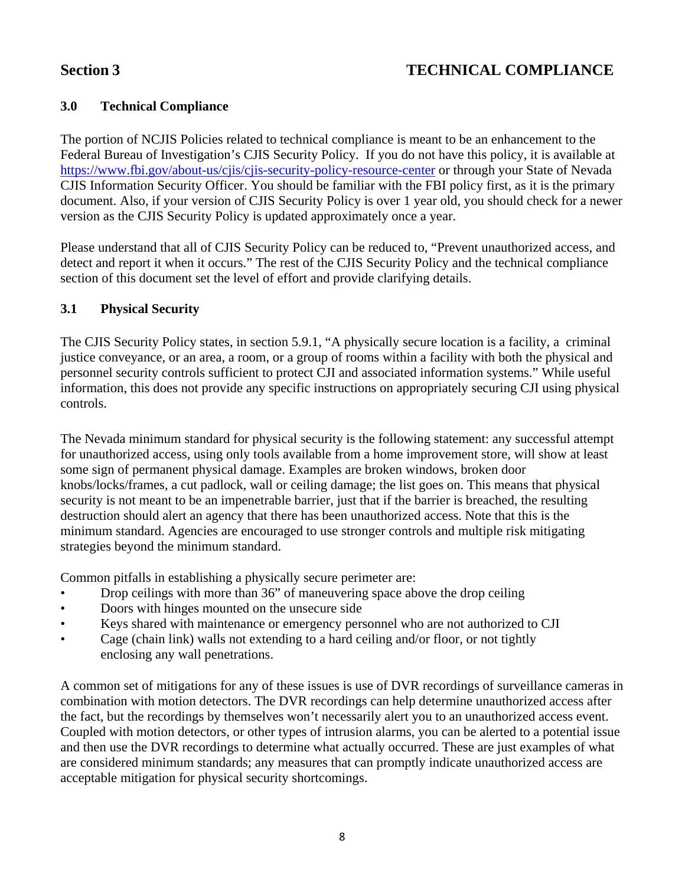# Section 3 TECHNICAL COMPLIANCE

## 3.0 Technical Compliance

The portion of NCJIS Policies related to technical compliance is meant to be an enhancement to the Federal Bureau of Investigation's CJIS Security Policy. If you do not have this policy, it is available at https://www.fbi.gov/about-us/cjis/cjis-security-policy-resource-center or through your State of Nevada CJIS Information Security Officer. You should be familiar with the FBI policy first, as it is the primary document. Also, if your version of CJIS Security Policy is over 1 year old, you should check for a newer version as the CJIS Security Policy is updated approximately once a year.

Please understand that all of CJIS Security Policy can be reduced to, "Prevent unauthorized access, and detect and report it when it occurs." The rest of the CJIS Security Policy and the technical compliance section of this document set the level of effort and provide clarifying details.

## 3.1 Physical Security

The CJIS Security Policy states, in section 5.9.1, "A physically secure location is a facility, a criminal justice conveyance, or an area, a room, or a group of rooms within a facility with both the physical and personnel security controls sufficient to protect CJI and associated information systems." While useful information, this does not provide any specific instructions on appropriately securing CJI using physical controls.

The Nevada minimum standard for physical security is the following statement: any successful attempt for unauthorized access, using only tools available from a home improvement store, will show at least some sign of permanent physical damage. Examples are broken windows, broken door knobs/locks/frames, a cut padlock, wall or ceiling damage; the list goes on. This means that physical security is not meant to be an impenetrable barrier, just that if the barrier is breached, the resulting destruction should alert an agency that there has been unauthorized access. Note that this is the minimum standard. Agencies are encouraged to use stronger controls and multiple risk mitigating strategies beyond the minimum standard.

Common pitfalls in establishing a physically secure perimeter are:

- Drop ceilings with more than 36" of maneuvering space above the drop ceiling
- Doors with hinges mounted on the unsecure side
- Keys shared with maintenance or emergency personnel who are not authorized to CJI
- Cage (chain link) walls not extending to a hard ceiling and/or floor, or not tightly enclosing any wall penetrations.

A common set of mitigations for any of these issues is use of DVR recordings of surveillance cameras in combination with motion detectors. The DVR recordings can help determine unauthorized access after the fact, but the recordings by themselves won't necessarily alert you to an unauthorized access event. Coupled with motion detectors, or other types of intrusion alarms, you can be alerted to a potential issue and then use the DVR recordings to determine what actually occurred. These are just examples of what are considered minimum standards; any measures that can promptly indicate unauthorized access are acceptable mitigation for physical security shortcomings.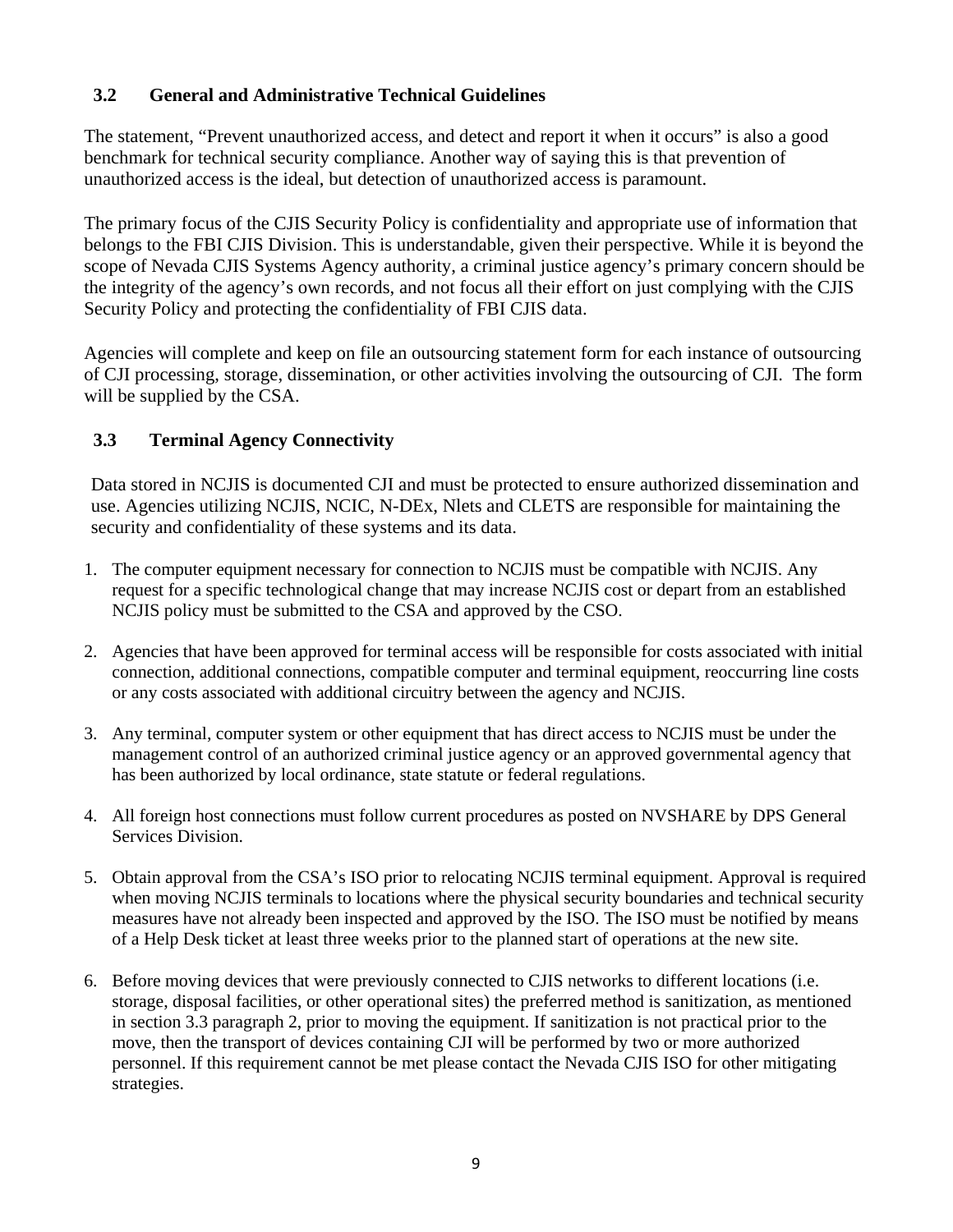## 3.2 General and Administrative Technical Guidelines

The statement, "Prevent unauthorized access, and detect and report it when it occurs" is also a good benchmark for technical security compliance. Another way of saying this is that prevention of unauthorized access is the ideal, but detection of unauthorized access is paramount.

The primary focus of the CJIS Security Policy is confidentiality and appropriate use of information that belongs to the FBI CJIS Division. This is understandable, given their perspective. While it is beyond the scope of Nevada CJIS Systems Agency authority, a criminal justice agency's primary concern should be the integrity of the agency's own records, and not focus all their effort on just complying with the CJIS Security Policy and protecting the confidentiality of FBI CJIS data.

Agencies will complete and keep on file an outsourcing statement form for each instance of outsourcing of CJI processing, storage, dissemination, or other activities involving the outsourcing of CJI. The form will be supplied by the CSA.

## 3.3 Terminal Agency Connectivity

Data stored in NCJIS is documented CJI and must be protected to ensure authorized dissemination and use. Agencies utilizing NCJIS, NCIC, N-DEx, Nlets and CLETS are responsible for maintaining the security and confidentiality of these systems and its data.

1. The computer equipment necessary for connection to NCJIS must be compatible with NCJIS. Any request for a specific technological change that may increase NCJIS cost or depart from an established NCJIS policy must be submitted to the CSA and approved by the CSO.

2. Agencies that have been approved for terminal access will be responsible for costs associated with initial connection, additional connections, compatible computer and terminal equipment, reoccurring line costs or any costs associated with additional circuitry between the agency and NCJIS.

3. Any terminal, computer system or other equipment that has direct access to NCJIS must be under the management control of an authorized criminal justice agency or an approved governmental agency that has been authorized by local ordinance, state statute or federal regulations.

4. All foreign host connections must follow current procedures as posted on NVSHARE by DPS General Services Division.

5. Obtain approval from the CSA's ISO prior to relocating NCJIS terminal equipment. Approval is required when moving NCJIS terminals to locations where the physical security boundaries and technical security measures have not already been inspected and approved by the ISO. The ISO must be notified by means of a Help Desk ticket at least three weeks prior to the planned start of operations at the new site.

6. Before moving devices that were previously connected to CJIS networks to different locations (i.e. storage, disposal facilities, or other operational sites) the preferred method is sanitization, as mentioned in section 3.3 paragraph 2, prior to moving the equipment. If sanitization is not practical prior to the move, then the transport of devices containing CJI will be performed by two or more authorized personnel. If this requirement cannot be met please contact the Nevada CJIS ISO for other mitigating strategies.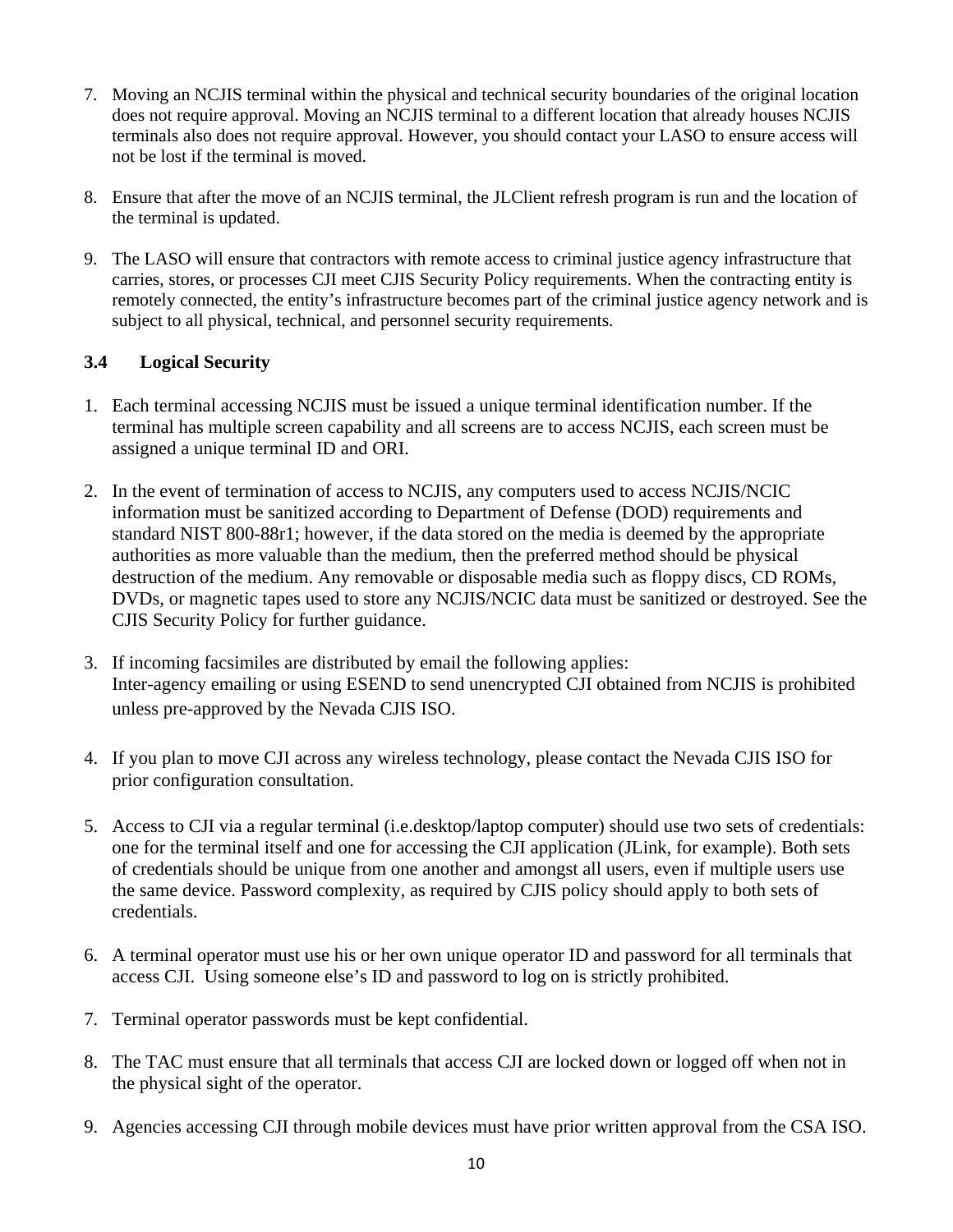7. Moving an NCJIS terminal within the physical and technical security boundaries of the original location does not require approval. Moving an NCJIS terminal to a different location that already houses NCJIS terminals also does not require approval. However, you should contact your LASO to ensure access will not be lost if the terminal is moved.

8. Ensure that after the move of an NCJIS terminal, the JLClient refresh program is run and the location of the terminal is updated.

9. The LASO will ensure that contractors with remote access to criminal justice agency infrastructure that carries, stores, or processes CJI meet CJIS Security Policy requirements. When the contracting entity is remotely connected, the entity's infrastructure becomes part of the criminal justice agency network and is subject to all physical, technical, and personnel security requirements.

### 3.4 Logical Security

1. Each terminal accessing NCJIS must be issued a unique terminal identification number. If the terminal has multiple screen capability and all screens are to access NCJIS, each screen must be assigned a unique terminal ID and ORI.

2. In the event of termination of access to NCJIS, any computers used to access NCJIS/NCIC information must be sanitized according to Department of Defense (DOD) requirements and standard NIST 800-88r1; however, if the data stored on the media is deemed by the appropriate authorities as more valuable than the medium, then the preferred method should be physical destruction of the medium. Any removable or disposable media such as floppy discs, CD ROMs, DVDs, or magnetic tapes used to store any NCJIS/NCIC data must be sanitized or destroyed. See the CJIS Security Policy for further guidance.

3. If incoming facsimiles are distributed by email the following applies:
   Inter-agency emailing or using ESEND to send unencrypted CJI obtained from NCJIS is prohibited unless pre-approved by the Nevada CJIS ISO.

4. If you plan to move CJI across any wireless technology, please contact the Nevada CJIS ISO for prior configuration consultation.

5. Access to CJI via a regular terminal (i.e.desktop/laptop computer) should use two sets of credentials: one for the terminal itself and one for accessing the CJI application (JLink, for example). Both sets of credentials should be unique from one another and amongst all users, even if multiple users use the same device. Password complexity, as required by CJIS policy should apply to both sets of credentials.

6. A terminal operator must use his or her own unique operator ID and password for all terminals that access CJI. Using someone else's ID and password to log on is strictly prohibited.

7. Terminal operator passwords must be kept confidential.

8. The TAC must ensure that all terminals that access CJI are locked down or logged off when not in the physical sight of the operator.

9. Agencies accessing CJI through mobile devices must have prior written approval from the CSA ISO.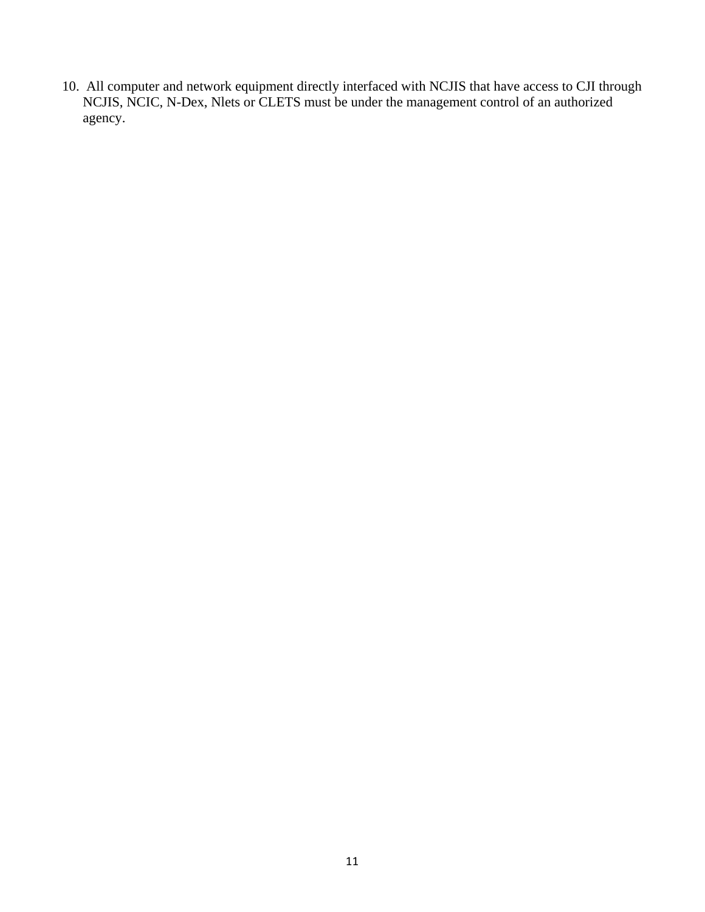10. All computer and network equipment directly interfaced with NCJIS that have access to CJI through NCJIS, NCIC, N-Dex, Nlets or CLETS must be under the management control of an authorized agency.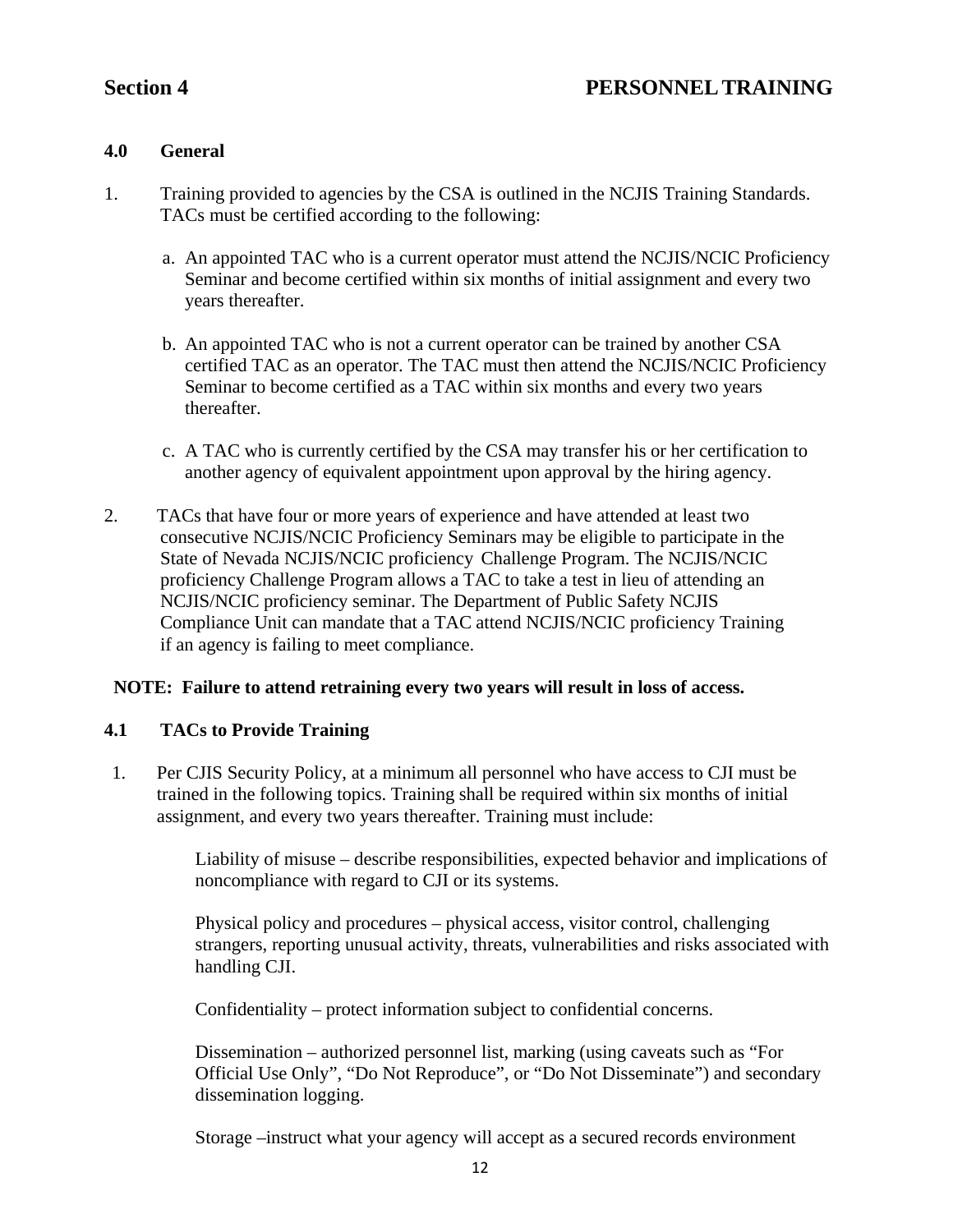## Section 4 PERSONNEL TRAINING

### 4.0 General

1. Training provided to agencies by the CSA is outlined in the NCJIS Training Standards. TACs must be certified according to the following:

   a. An appointed TAC who is a current operator must attend the NCJIS/NCIC Proficiency Seminar and become certified within six months of initial assignment and every two years thereafter.

   b. An appointed TAC who is not a current operator can be trained by another CSA certified TAC as an operator. The TAC must then attend the NCJIS/NCIC Proficiency Seminar to become certified as a TAC within six months and every two years thereafter.

   c. A TAC who is currently certified by the CSA may transfer his or her certification to another agency of equivalent appointment upon approval by the hiring agency.

2. TACs that have four or more years of experience and have attended at least two consecutive NCJIS/NCIC Proficiency Seminars may be eligible to participate in the State of Nevada NCJIS/NCIC proficiency Challenge Program. The NCJIS/NCIC proficiency Challenge Program allows a TAC to take a test in lieu of attending an NCJIS/NCIC proficiency seminar. The Department of Public Safety NCJIS Compliance Unit can mandate that a TAC attend NCJIS/NCIC proficiency Training if an agency is failing to meet compliance.

**NOTE: Failure to attend retraining every two years will result in loss of access.**

### 4.1 TACs to Provide Training

1. Per CJIS Security Policy, at a minimum all personnel who have access to CJI must be trained in the following topics. Training shall be required within six months of initial assignment, and every two years thereafter. Training must include:

   Liability of misuse – describe responsibilities, expected behavior and implications of noncompliance with regard to CJI or its systems.

   Physical policy and procedures – physical access, visitor control, challenging strangers, reporting unusual activity, threats, vulnerabilities and risks associated with handling CJI.

   Confidentiality – protect information subject to confidential concerns.

   Dissemination – authorized personnel list, marking (using caveats such as "For Official Use Only", "Do Not Reproduce", or "Do Not Disseminate") and secondary dissemination logging.

   Storage –instruct what your agency will accept as a secured records environment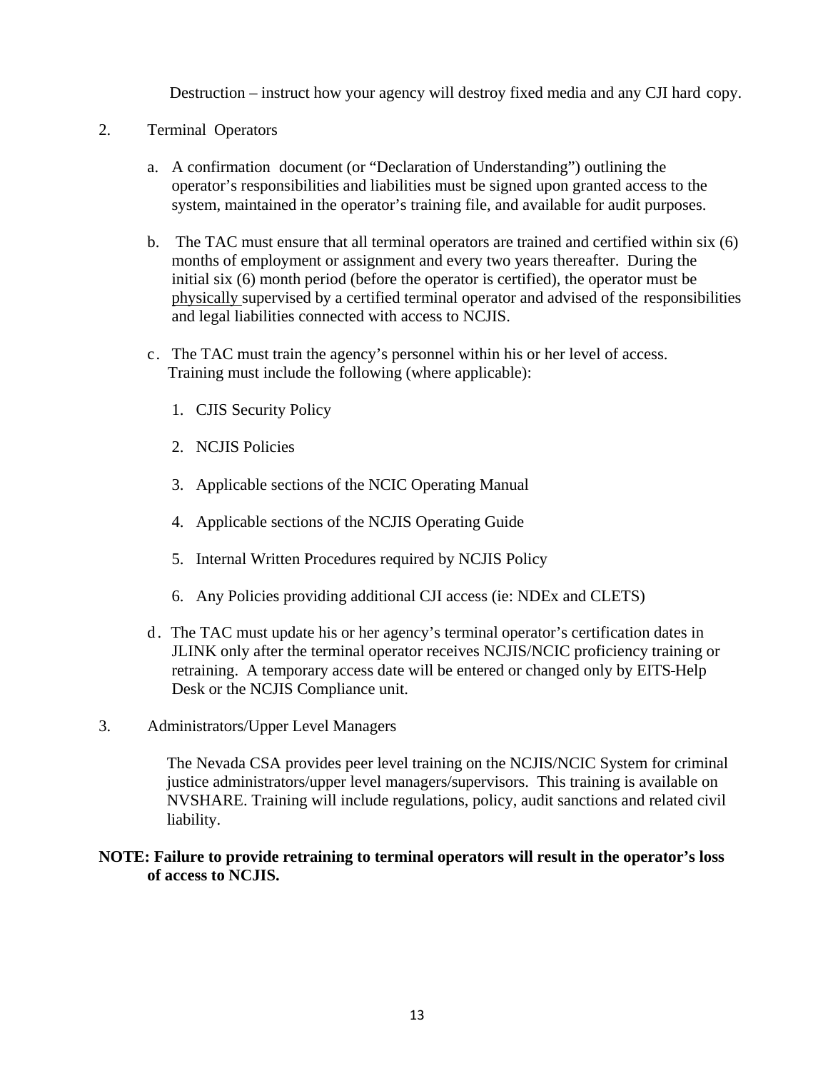Destruction – instruct how your agency will destroy fixed media and any CJI hard copy.

2. Terminal Operators

   a. A confirmation document (or "Declaration of Understanding") outlining the operator's responsibilities and liabilities must be signed upon granted access to the system, maintained in the operator's training file, and available for audit purposes.

   b. The TAC must ensure that all terminal operators are trained and certified within six (6) months of employment or assignment and every two years thereafter. During the initial six (6) month period (before the operator is certified), the operator must be <u>physically</u> supervised by a certified terminal operator and advised of the responsibilities and legal liabilities connected with access to NCJIS.

   c. The TAC must train the agency's personnel within his or her level of access. Training must include the following (where applicable):

      1. CJIS Security Policy
      2. NCJIS Policies
      3. Applicable sections of the NCIC Operating Manual
      4. Applicable sections of the NCJIS Operating Guide
      5. Internal Written Procedures required by NCJIS Policy
      6. Any Policies providing additional CJI access (ie: NDEx and CLETS)

   d. The TAC must update his or her agency's terminal operator's certification dates in JLINK only after the terminal operator receives NCJIS/NCIC proficiency training or retraining. A temporary access date will be entered or changed only by EITS-Help Desk or the NCJIS Compliance unit.

3. Administrators/Upper Level Managers

   The Nevada CSA provides peer level training on the NCJIS/NCIC System for criminal justice administrators/upper level managers/supervisors. This training is available on NVSHARE. Training will include regulations, policy, audit sanctions and related civil liability.

**NOTE: Failure to provide retraining to terminal operators will result in the operator's loss of access to NCJIS.**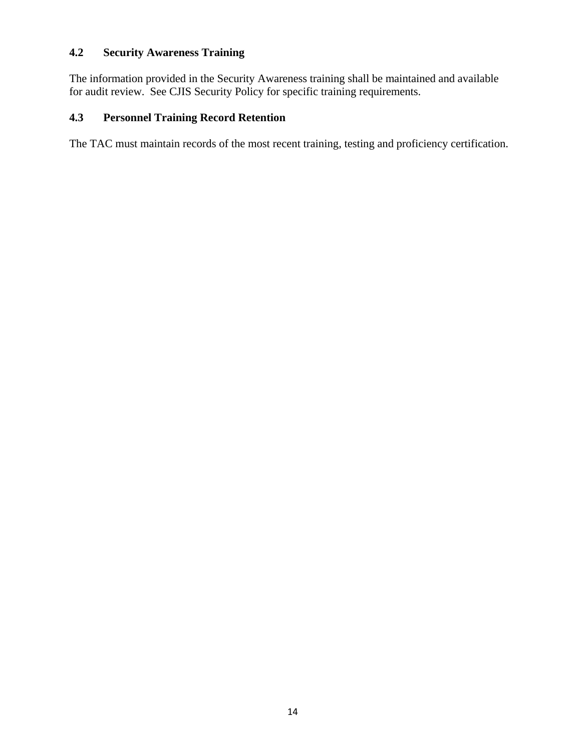### 4.2 Security Awareness Training

The information provided in the Security Awareness training shall be maintained and available for audit review. See CJIS Security Policy for specific training requirements.

### 4.3 Personnel Training Record Retention

The TAC must maintain records of the most recent training, testing and proficiency certification.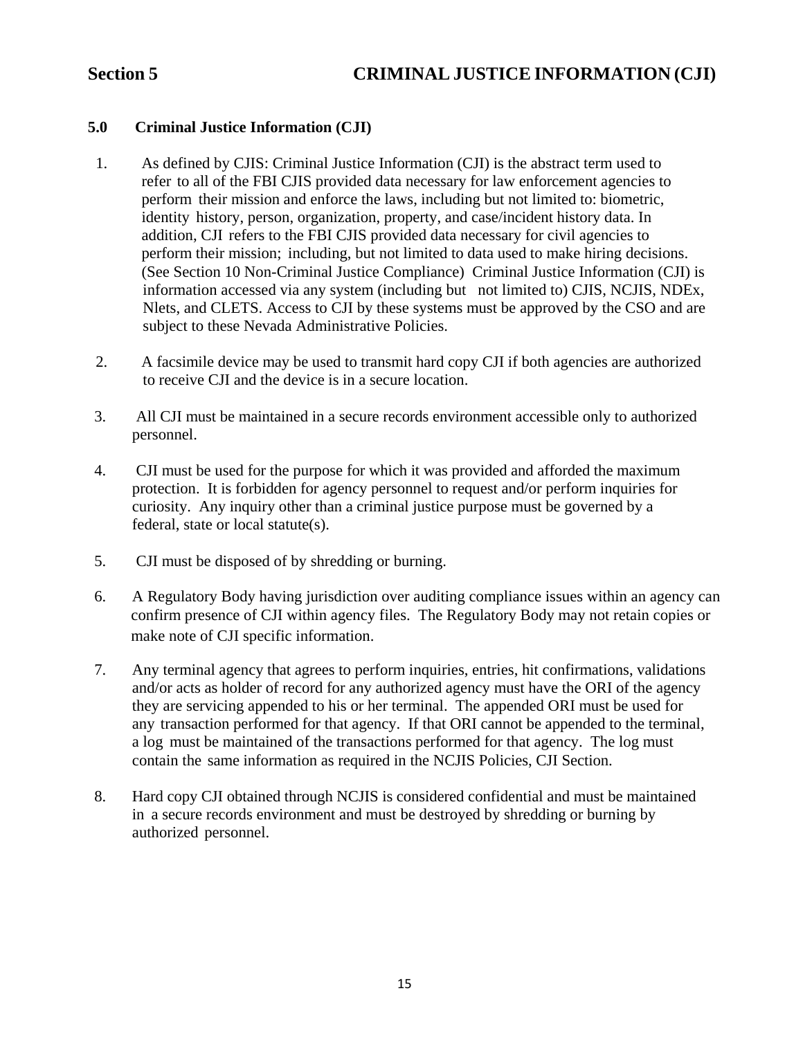# Section 5 CRIMINAL JUSTICE INFORMATION (CJI)

## 5.0 Criminal Justice Information (CJI)

1. As defined by CJIS: Criminal Justice Information (CJI) is the abstract term used to refer to all of the FBI CJIS provided data necessary for law enforcement agencies to perform their mission and enforce the laws, including but not limited to: biometric, identity history, person, organization, property, and case/incident history data. In addition, CJI refers to the FBI CJIS provided data necessary for civil agencies to perform their mission; including, but not limited to data used to make hiring decisions. (See Section 10 Non-Criminal Justice Compliance) Criminal Justice Information (CJI) is information accessed via any system (including but not limited to) CJIS, NCJIS, NDEx, Nlets, and CLETS. Access to CJI by these systems must be approved by the CSO and are subject to these Nevada Administrative Policies.

2. A facsimile device may be used to transmit hard copy CJI if both agencies are authorized to receive CJI and the device is in a secure location.

3. All CJI must be maintained in a secure records environment accessible only to authorized personnel.

4. CJI must be used for the purpose for which it was provided and afforded the maximum protection. It is forbidden for agency personnel to request and/or perform inquiries for curiosity. Any inquiry other than a criminal justice purpose must be governed by a federal, state or local statute(s).

5. CJI must be disposed of by shredding or burning.

6. A Regulatory Body having jurisdiction over auditing compliance issues within an agency can confirm presence of CJI within agency files. The Regulatory Body may not retain copies or make note of CJI specific information.

7. Any terminal agency that agrees to perform inquiries, entries, hit confirmations, validations and/or acts as holder of record for any authorized agency must have the ORI of the agency they are servicing appended to his or her terminal. The appended ORI must be used for any transaction performed for that agency. If that ORI cannot be appended to the terminal, a log must be maintained of the transactions performed for that agency. The log must contain the same information as required in the NCJIS Policies, CJI Section.

8. Hard copy CJI obtained through NCJIS is considered confidential and must be maintained in a secure records environment and must be destroyed by shredding or burning by authorized personnel.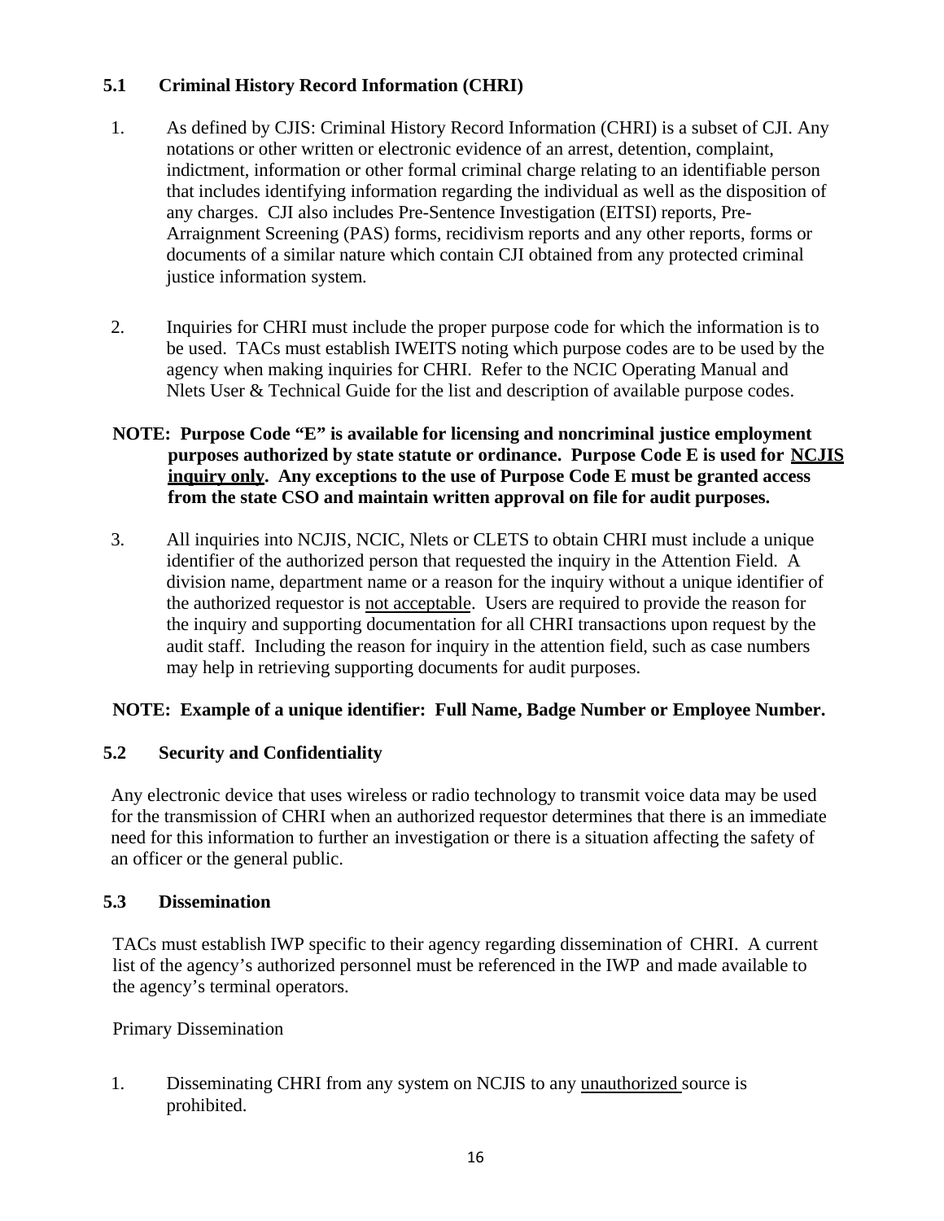## 5.1 Criminal History Record Information (CHRI)

1. As defined by CJIS: Criminal History Record Information (CHRI) is a subset of CJI. Any notations or other written or electronic evidence of an arrest, detention, complaint, indictment, information or other formal criminal charge relating to an identifiable person that includes identifying information regarding the individual as well as the disposition of any charges. CJI also includes Pre-Sentence Investigation (EITSI) reports, Pre-Arraignment Screening (PAS) forms, recidivism reports and any other reports, forms or documents of a similar nature which contain CJI obtained from any protected criminal justice information system.

2. Inquiries for CHRI must include the proper purpose code for which the information is to be used. TACs must establish IWEITS noting which purpose codes are to be used by the agency when making inquiries for CHRI. Refer to the NCIC Operating Manual and Nlets User & Technical Guide for the list and description of available purpose codes.

**NOTE: Purpose Code "E" is available for licensing and noncriminal justice employment purposes authorized by state statute or ordinance. Purpose Code E is used for <u>NCJIS inquiry only</u>. Any exceptions to the use of Purpose Code E must be granted access from the state CSO and maintain written approval on file for audit purposes.**

3. All inquiries into NCJIS, NCIC, Nlets or CLETS to obtain CHRI must include a unique identifier of the authorized person that requested the inquiry in the Attention Field. A division name, department name or a reason for the inquiry without a unique identifier of the authorized requestor is <u>not acceptable</u>. Users are required to provide the reason for the inquiry and supporting documentation for all CHRI transactions upon request by the audit staff. Including the reason for inquiry in the attention field, such as case numbers may help in retrieving supporting documents for audit purposes.

**NOTE: Example of a unique identifier: Full Name, Badge Number or Employee Number.**

## 5.2 Security and Confidentiality

Any electronic device that uses wireless or radio technology to transmit voice data may be used for the transmission of CHRI when an authorized requestor determines that there is an immediate need for this information to further an investigation or there is a situation affecting the safety of an officer or the general public.

## 5.3 Dissemination

TACs must establish IWP specific to their agency regarding dissemination of CHRI. A current list of the agency's authorized personnel must be referenced in the IWP and made available to the agency's terminal operators.

Primary Dissemination

1. Disseminating CHRI from any system on NCJIS to any <u>unauthorized</u> source is prohibited.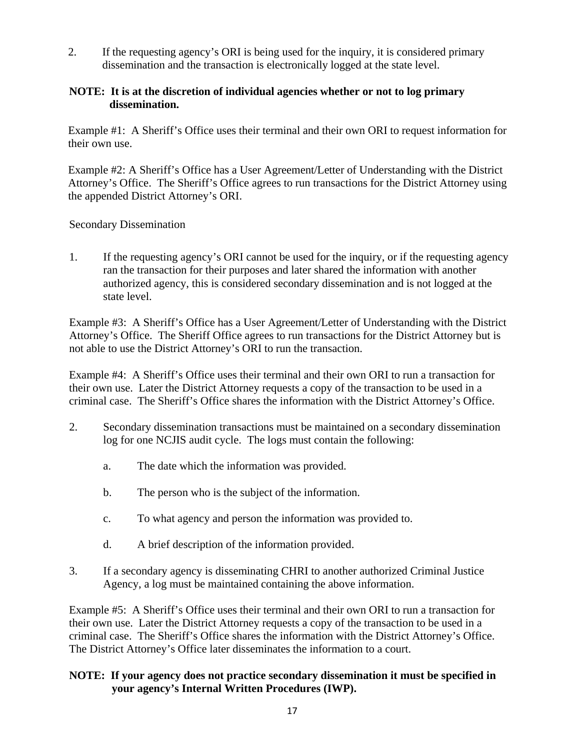2. If the requesting agency's ORI is being used for the inquiry, it is considered primary dissemination and the transaction is electronically logged at the state level.

**NOTE: It is at the discretion of individual agencies whether or not to log primary dissemination.**

Example #1: A Sheriff's Office uses their terminal and their own ORI to request information for their own use.

Example #2: A Sheriff's Office has a User Agreement/Letter of Understanding with the District Attorney's Office. The Sheriff's Office agrees to run transactions for the District Attorney using the appended District Attorney's ORI.

Secondary Dissemination

1. If the requesting agency's ORI cannot be used for the inquiry, or if the requesting agency ran the transaction for their purposes and later shared the information with another authorized agency, this is considered secondary dissemination and is not logged at the state level.

Example #3: A Sheriff's Office has a User Agreement/Letter of Understanding with the District Attorney's Office. The Sheriff Office agrees to run transactions for the District Attorney but is not able to use the District Attorney's ORI to run the transaction.

Example #4: A Sheriff's Office uses their terminal and their own ORI to run a transaction for their own use. Later the District Attorney requests a copy of the transaction to be used in a criminal case. The Sheriff's Office shares the information with the District Attorney's Office.

2. Secondary dissemination transactions must be maintained on a secondary dissemination log for one NCJIS audit cycle. The logs must contain the following:

   a. The date which the information was provided.

   b. The person who is the subject of the information.

   c. To what agency and person the information was provided to.

   d. A brief description of the information provided.

3. If a secondary agency is disseminating CHRI to another authorized Criminal Justice Agency, a log must be maintained containing the above information.

Example #5: A Sheriff's Office uses their terminal and their own ORI to run a transaction for their own use. Later the District Attorney requests a copy of the transaction to be used in a criminal case. The Sheriff's Office shares the information with the District Attorney's Office. The District Attorney's Office later disseminates the information to a court.

**NOTE: If your agency does not practice secondary dissemination it must be specified in your agency's Internal Written Procedures (IWP).**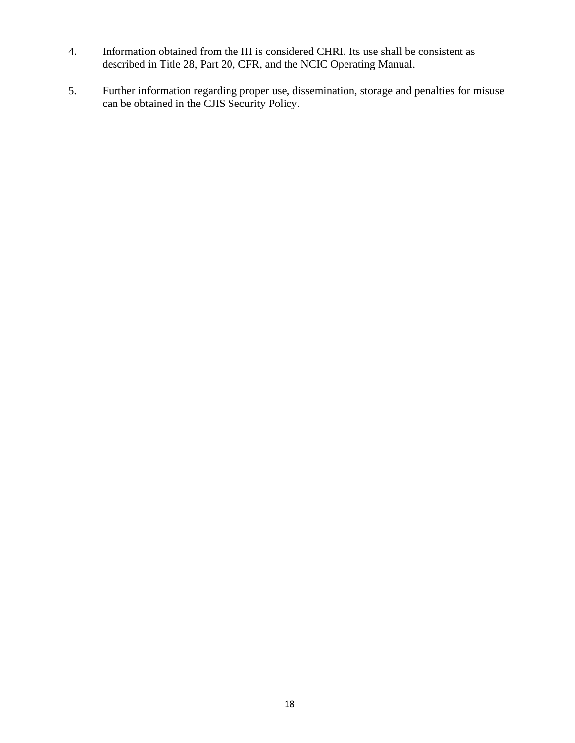4. Information obtained from the III is considered CHRI. Its use shall be consistent as described in Title 28, Part 20, CFR, and the NCIC Operating Manual.

5. Further information regarding proper use, dissemination, storage and penalties for misuse can be obtained in the CJIS Security Policy.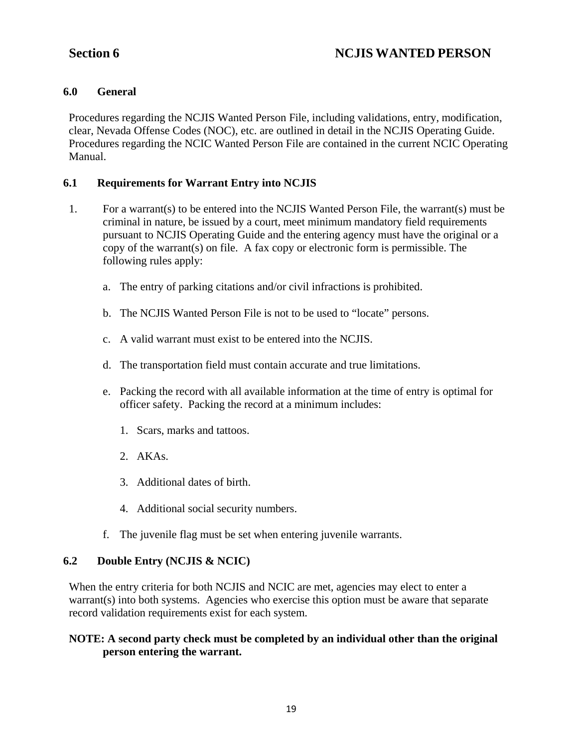# Section 6 NCJIS WANTED PERSON

## 6.0 General

Procedures regarding the NCJIS Wanted Person File, including validations, entry, modification, clear, Nevada Offense Codes (NOC), etc. are outlined in detail in the NCJIS Operating Guide. Procedures regarding the NCIC Wanted Person File are contained in the current NCIC Operating Manual.

## 6.1 Requirements for Warrant Entry into NCJIS

1. For a warrant(s) to be entered into the NCJIS Wanted Person File, the warrant(s) must be criminal in nature, be issued by a court, meet minimum mandatory field requirements pursuant to NCJIS Operating Guide and the entering agency must have the original or a copy of the warrant(s) on file. A fax copy or electronic form is permissible. The following rules apply:

   a. The entry of parking citations and/or civil infractions is prohibited.

   b. The NCJIS Wanted Person File is not to be used to "locate" persons.

   c. A valid warrant must exist to be entered into the NCJIS.

   d. The transportation field must contain accurate and true limitations.

   e. Packing the record with all available information at the time of entry is optimal for officer safety. Packing the record at a minimum includes:

      1. Scars, marks and tattoos.

      2. AKAs.

      3. Additional dates of birth.

      4. Additional social security numbers.

   f. The juvenile flag must be set when entering juvenile warrants.

## 6.2 Double Entry (NCJIS & NCIC)

When the entry criteria for both NCJIS and NCIC are met, agencies may elect to enter a warrant(s) into both systems. Agencies who exercise this option must be aware that separate record validation requirements exist for each system.

**NOTE: A second party check must be completed by an individual other than the original person entering the warrant.**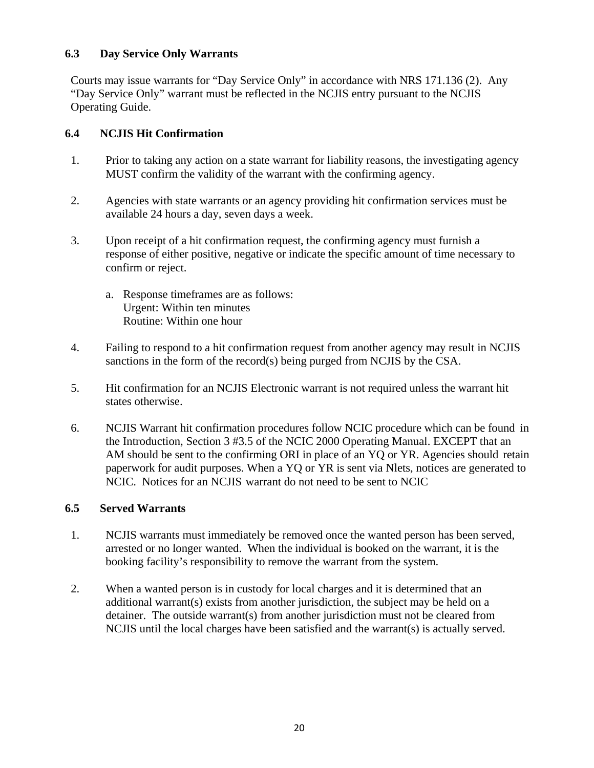### 6.3 Day Service Only Warrants

Courts may issue warrants for "Day Service Only" in accordance with NRS 171.136 (2). Any "Day Service Only" warrant must be reflected in the NCJIS entry pursuant to the NCJIS Operating Guide.

### 6.4 NCJIS Hit Confirmation

1. Prior to taking any action on a state warrant for liability reasons, the investigating agency MUST confirm the validity of the warrant with the confirming agency.

2. Agencies with state warrants or an agency providing hit confirmation services must be available 24 hours a day, seven days a week.

3. Upon receipt of a hit confirmation request, the confirming agency must furnish a response of either positive, negative or indicate the specific amount of time necessary to confirm or reject.

   a. Response timeframes are as follows:
      Urgent: Within ten minutes
      Routine: Within one hour

4. Failing to respond to a hit confirmation request from another agency may result in NCJIS sanctions in the form of the record(s) being purged from NCJIS by the CSA.

5. Hit confirmation for an NCJIS Electronic warrant is not required unless the warrant hit states otherwise.

6. NCJIS Warrant hit confirmation procedures follow NCIC procedure which can be found in the Introduction, Section 3 #3.5 of the NCIC 2000 Operating Manual. EXCEPT that an AM should be sent to the confirming ORI in place of an YQ or YR. Agencies should retain paperwork for audit purposes. When a YQ or YR is sent via Nlets, notices are generated to NCIC. Notices for an NCJIS warrant do not need to be sent to NCIC

### 6.5 Served Warrants

1. NCJIS warrants must immediately be removed once the wanted person has been served, arrested or no longer wanted. When the individual is booked on the warrant, it is the booking facility's responsibility to remove the warrant from the system.

2. When a wanted person is in custody for local charges and it is determined that an additional warrant(s) exists from another jurisdiction, the subject may be held on a detainer. The outside warrant(s) from another jurisdiction must not be cleared from NCJIS until the local charges have been satisfied and the warrant(s) is actually served.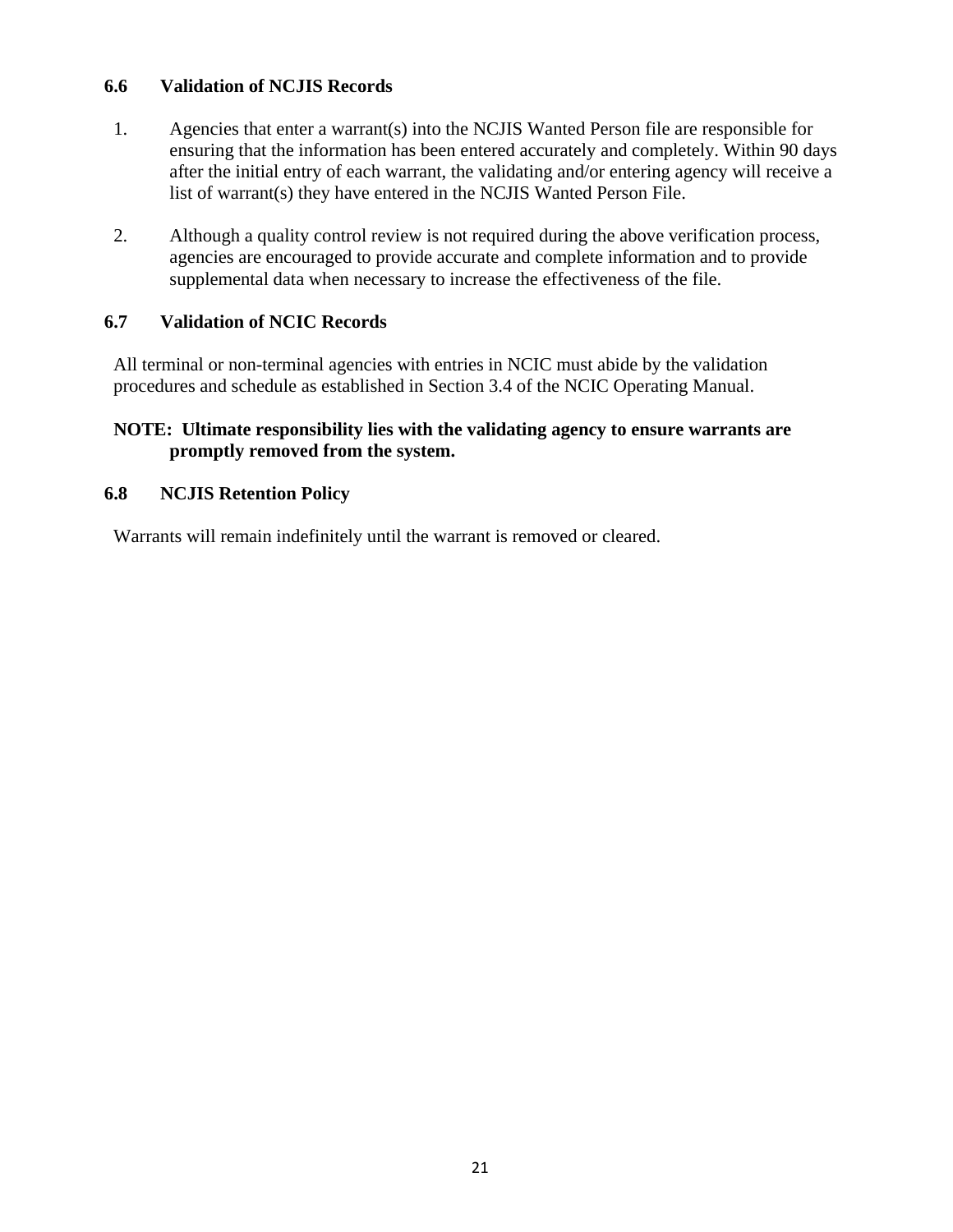### 6.6 Validation of NCJIS Records

1. Agencies that enter a warrant(s) into the NCJIS Wanted Person file are responsible for ensuring that the information has been entered accurately and completely. Within 90 days after the initial entry of each warrant, the validating and/or entering agency will receive a list of warrant(s) they have entered in the NCJIS Wanted Person File.

2. Although a quality control review is not required during the above verification process, agencies are encouraged to provide accurate and complete information and to provide supplemental data when necessary to increase the effectiveness of the file.

### 6.7 Validation of NCIC Records

All terminal or non-terminal agencies with entries in NCIC must abide by the validation procedures and schedule as established in Section 3.4 of the NCIC Operating Manual.

**NOTE: Ultimate responsibility lies with the validating agency to ensure warrants are promptly removed from the system.**

### 6.8 NCJIS Retention Policy

Warrants will remain indefinitely until the warrant is removed or cleared.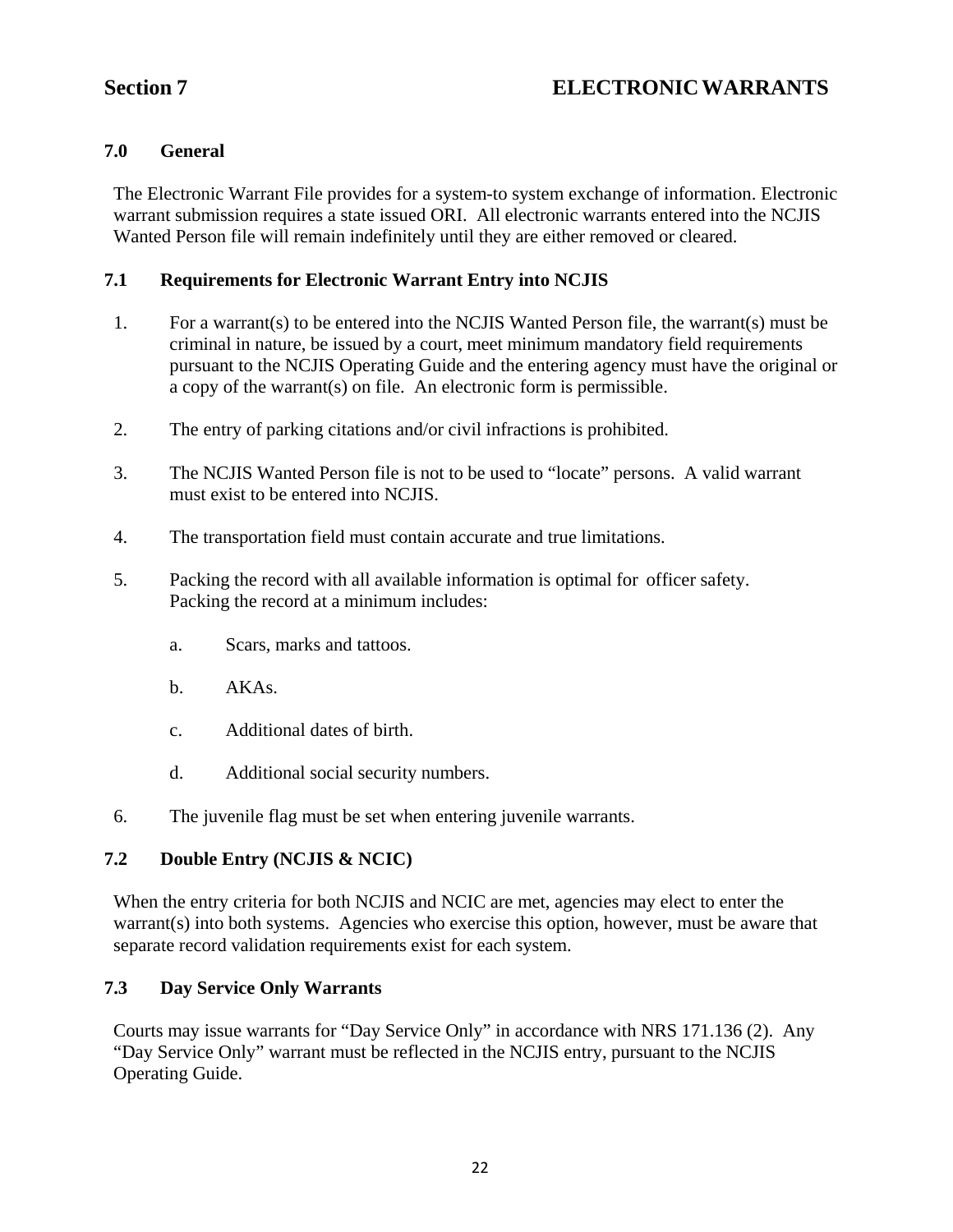# Section 7 ELECTRONIC WARRANTS

## 7.0 General

The Electronic Warrant File provides for a system-to system exchange of information. Electronic warrant submission requires a state issued ORI. All electronic warrants entered into the NCJIS Wanted Person file will remain indefinitely until they are either removed or cleared.

## 7.1 Requirements for Electronic Warrant Entry into NCJIS

1. For a warrant(s) to be entered into the NCJIS Wanted Person file, the warrant(s) must be criminal in nature, be issued by a court, meet minimum mandatory field requirements pursuant to the NCJIS Operating Guide and the entering agency must have the original or a copy of the warrant(s) on file. An electronic form is permissible.

2. The entry of parking citations and/or civil infractions is prohibited.

3. The NCJIS Wanted Person file is not to be used to "locate" persons. A valid warrant must exist to be entered into NCJIS.

4. The transportation field must contain accurate and true limitations.

5. Packing the record with all available information is optimal for officer safety. Packing the record at a minimum includes:

   a. Scars, marks and tattoos.

   b. AKAs.

   c. Additional dates of birth.

   d. Additional social security numbers.

6. The juvenile flag must be set when entering juvenile warrants.

## 7.2 Double Entry (NCJIS & NCIC)

When the entry criteria for both NCJIS and NCIC are met, agencies may elect to enter the warrant(s) into both systems. Agencies who exercise this option, however, must be aware that separate record validation requirements exist for each system.

## 7.3 Day Service Only Warrants

Courts may issue warrants for "Day Service Only" in accordance with NRS 171.136 (2). Any "Day Service Only" warrant must be reflected in the NCJIS entry, pursuant to the NCJIS Operating Guide.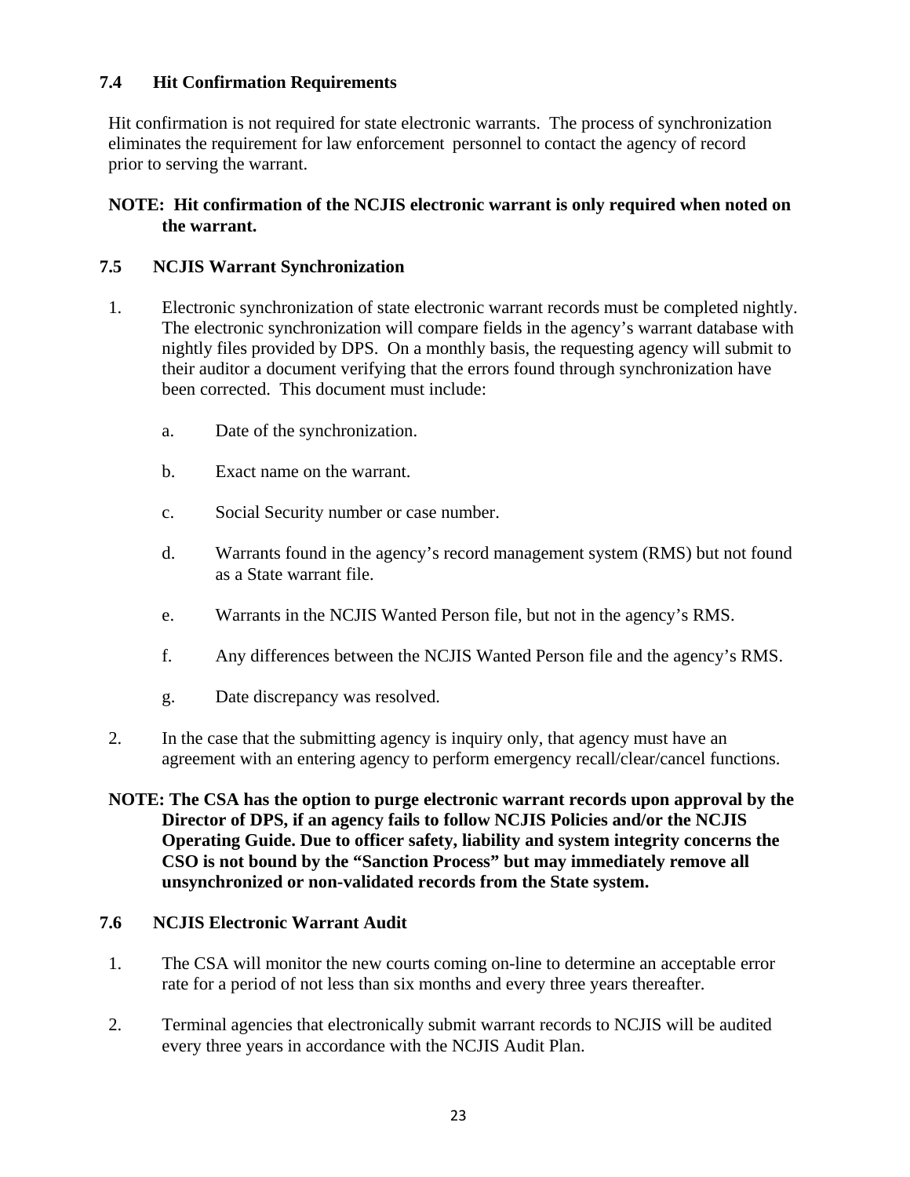### 7.4 Hit Confirmation Requirements

Hit confirmation is not required for state electronic warrants. The process of synchronization eliminates the requirement for law enforcement personnel to contact the agency of record prior to serving the warrant.

**NOTE: Hit confirmation of the NCJIS electronic warrant is only required when noted on the warrant.**

### 7.5 NCJIS Warrant Synchronization

1. Electronic synchronization of state electronic warrant records must be completed nightly. The electronic synchronization will compare fields in the agency's warrant database with nightly files provided by DPS. On a monthly basis, the requesting agency will submit to their auditor a document verifying that the errors found through synchronization have been corrected. This document must include:

    a. Date of the synchronization.

    b. Exact name on the warrant.

    c. Social Security number or case number.

    d. Warrants found in the agency's record management system (RMS) but not found as a State warrant file.

    e. Warrants in the NCJIS Wanted Person file, but not in the agency's RMS.

    f. Any differences between the NCJIS Wanted Person file and the agency's RMS.

    g. Date discrepancy was resolved.

2. In the case that the submitting agency is inquiry only, that agency must have an agreement with an entering agency to perform emergency recall/clear/cancel functions.

**NOTE: The CSA has the option to purge electronic warrant records upon approval by the Director of DPS, if an agency fails to follow NCJIS Policies and/or the NCJIS Operating Guide. Due to officer safety, liability and system integrity concerns the CSO is not bound by the "Sanction Process" but may immediately remove all unsynchronized or non-validated records from the State system.**

### 7.6 NCJIS Electronic Warrant Audit

1. The CSA will monitor the new courts coming on-line to determine an acceptable error rate for a period of not less than six months and every three years thereafter.

2. Terminal agencies that electronically submit warrant records to NCJIS will be audited every three years in accordance with the NCJIS Audit Plan.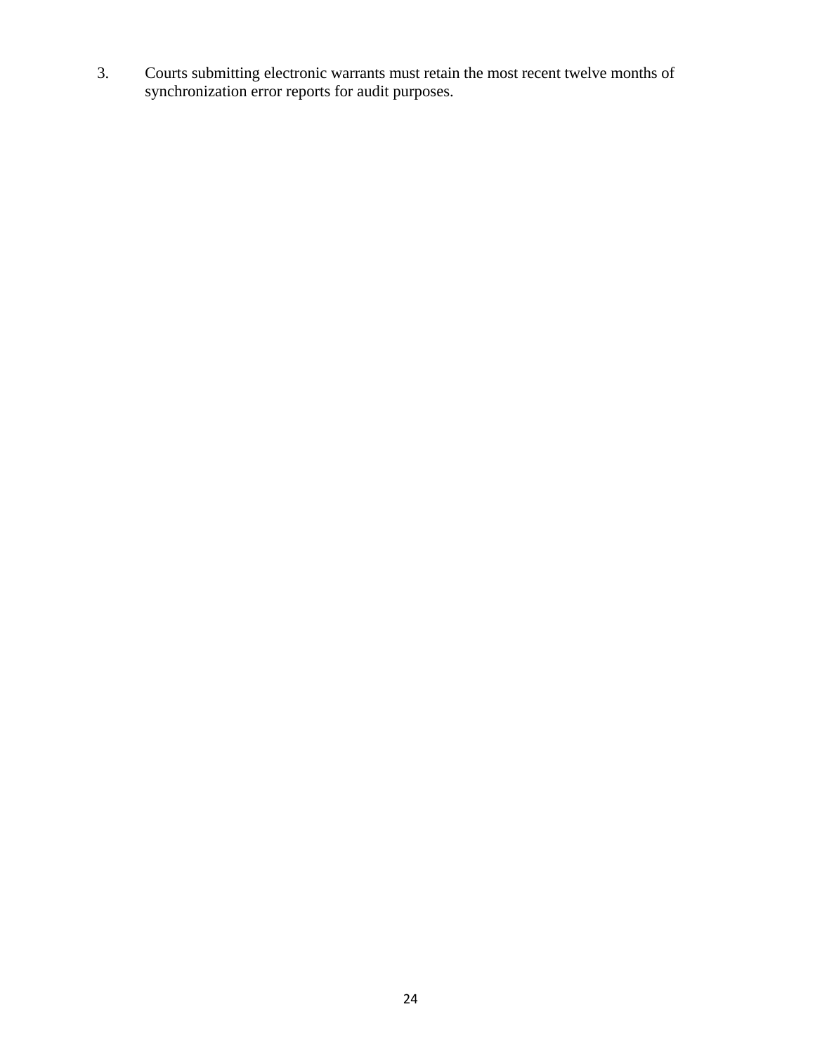3. Courts submitting electronic warrants must retain the most recent twelve months of synchronization error reports for audit purposes.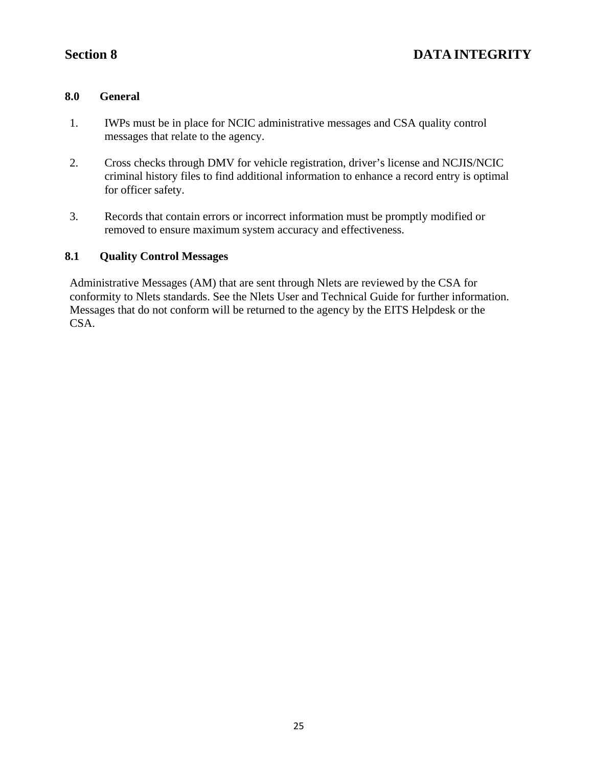# Section 8 DATA INTEGRITY

## 8.0 General

1. IWPs must be in place for NCIC administrative messages and CSA quality control messages that relate to the agency.

2. Cross checks through DMV for vehicle registration, driver's license and NCJIS/NCIC criminal history files to find additional information to enhance a record entry is optimal for officer safety.

3. Records that contain errors or incorrect information must be promptly modified or removed to ensure maximum system accuracy and effectiveness.

## 8.1 Quality Control Messages

Administrative Messages (AM) that are sent through Nlets are reviewed by the CSA for conformity to Nlets standards. See the Nlets User and Technical Guide for further information. Messages that do not conform will be returned to the agency by the EITS Helpdesk or the CSA.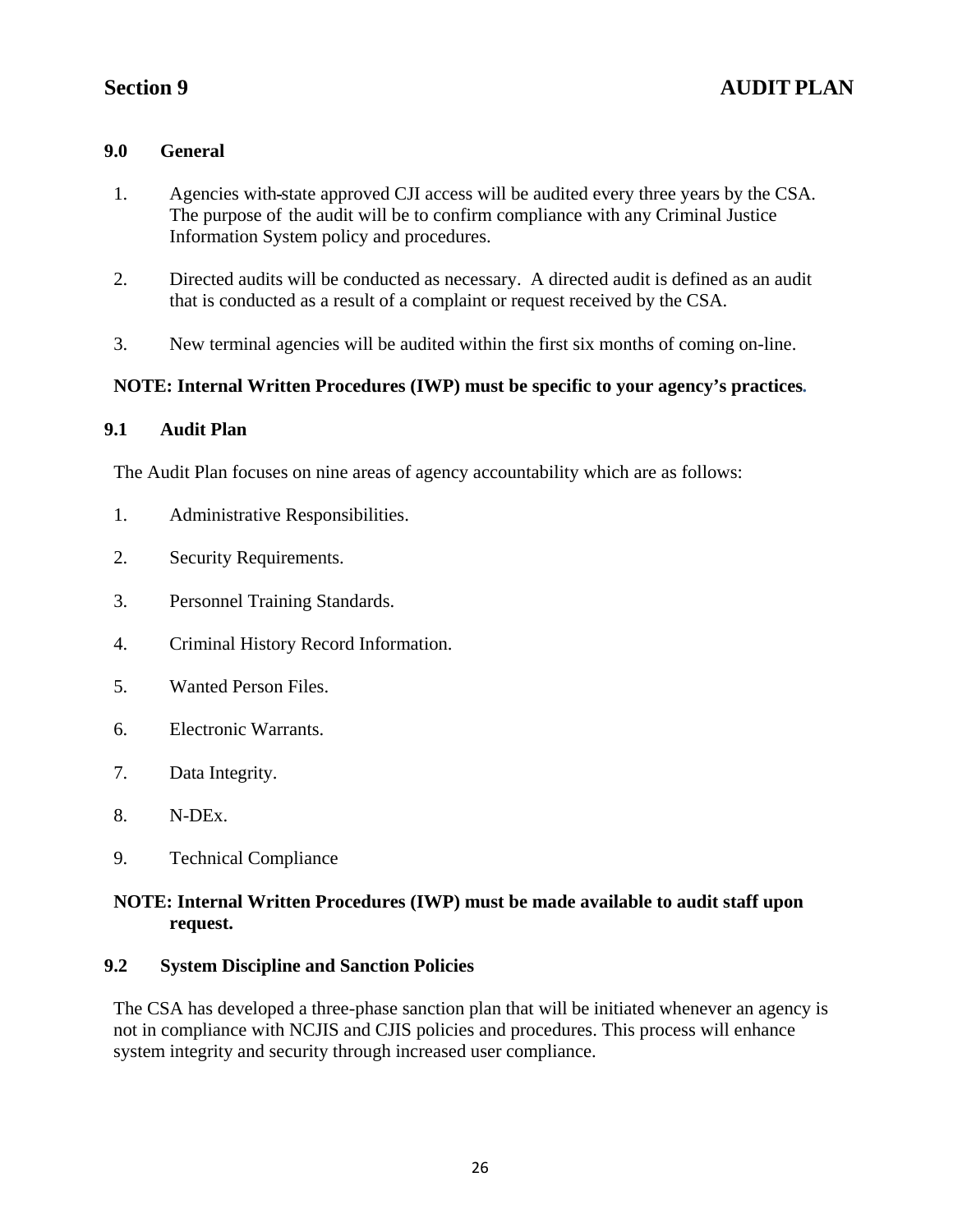# Section 9 AUDIT PLAN

## 9.0 General

1. Agencies with state approved CJI access will be audited every three years by the CSA. The purpose of the audit will be to confirm compliance with any Criminal Justice Information System policy and procedures.

2. Directed audits will be conducted as necessary. A directed audit is defined as an audit that is conducted as a result of a complaint or request received by the CSA.

3. New terminal agencies will be audited within the first six months of coming on-line.

**NOTE: Internal Written Procedures (IWP) must be specific to your agency's practices.**

## 9.1 Audit Plan

The Audit Plan focuses on nine areas of agency accountability which are as follows:

1. Administrative Responsibilities.

2. Security Requirements.

3. Personnel Training Standards.

4. Criminal History Record Information.

5. Wanted Person Files.

6. Electronic Warrants.

7. Data Integrity.

8. N-DEx.

9. Technical Compliance

**NOTE: Internal Written Procedures (IWP) must be made available to audit staff upon request.**

## 9.2 System Discipline and Sanction Policies

The CSA has developed a three-phase sanction plan that will be initiated whenever an agency is not in compliance with NCJIS and CJIS policies and procedures. This process will enhance system integrity and security through increased user compliance.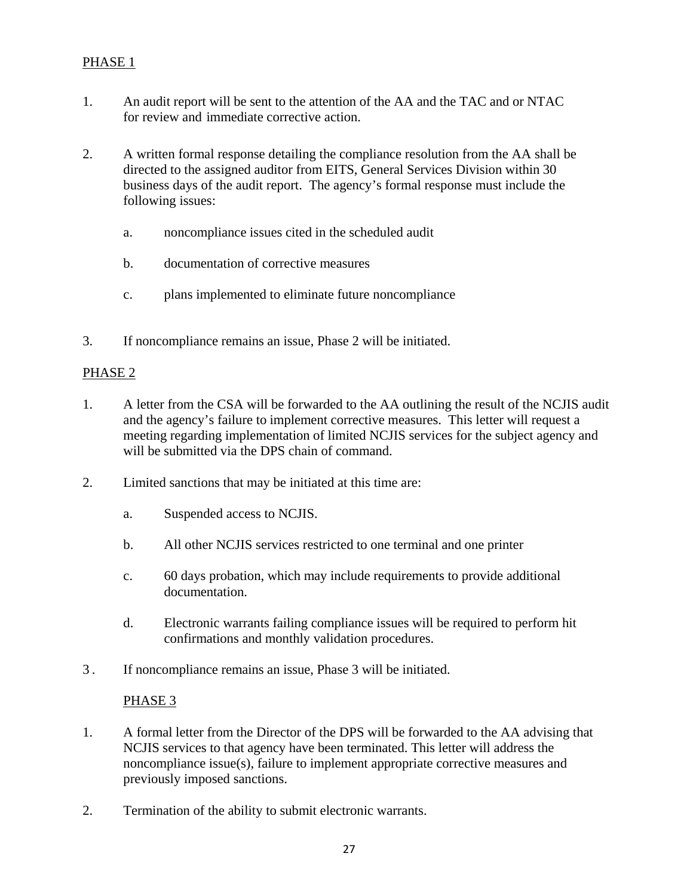PHASE 1

1. An audit report will be sent to the attention of the AA and the TAC and or NTAC for review and immediate corrective action.

2. A written formal response detailing the compliance resolution from the AA shall be directed to the assigned auditor from EITS, General Services Division within 30 business days of the audit report. The agency's formal response must include the following issues:

   a. noncompliance issues cited in the scheduled audit

   b. documentation of corrective measures

   c. plans implemented to eliminate future noncompliance

3. If noncompliance remains an issue, Phase 2 will be initiated.

PHASE 2

1. A letter from the CSA will be forwarded to the AA outlining the result of the NCJIS audit and the agency's failure to implement corrective measures. This letter will request a meeting regarding implementation of limited NCJIS services for the subject agency and will be submitted via the DPS chain of command.

2. Limited sanctions that may be initiated at this time are:

   a. Suspended access to NCJIS.

   b. All other NCJIS services restricted to one terminal and one printer

   c. 60 days probation, which may include requirements to provide additional documentation.

   d. Electronic warrants failing compliance issues will be required to perform hit confirmations and monthly validation procedures.

3. If noncompliance remains an issue, Phase 3 will be initiated.

PHASE 3

1. A formal letter from the Director of the DPS will be forwarded to the AA advising that NCJIS services to that agency have been terminated. This letter will address the noncompliance issue(s), failure to implement appropriate corrective measures and previously imposed sanctions.

2. Termination of the ability to submit electronic warrants.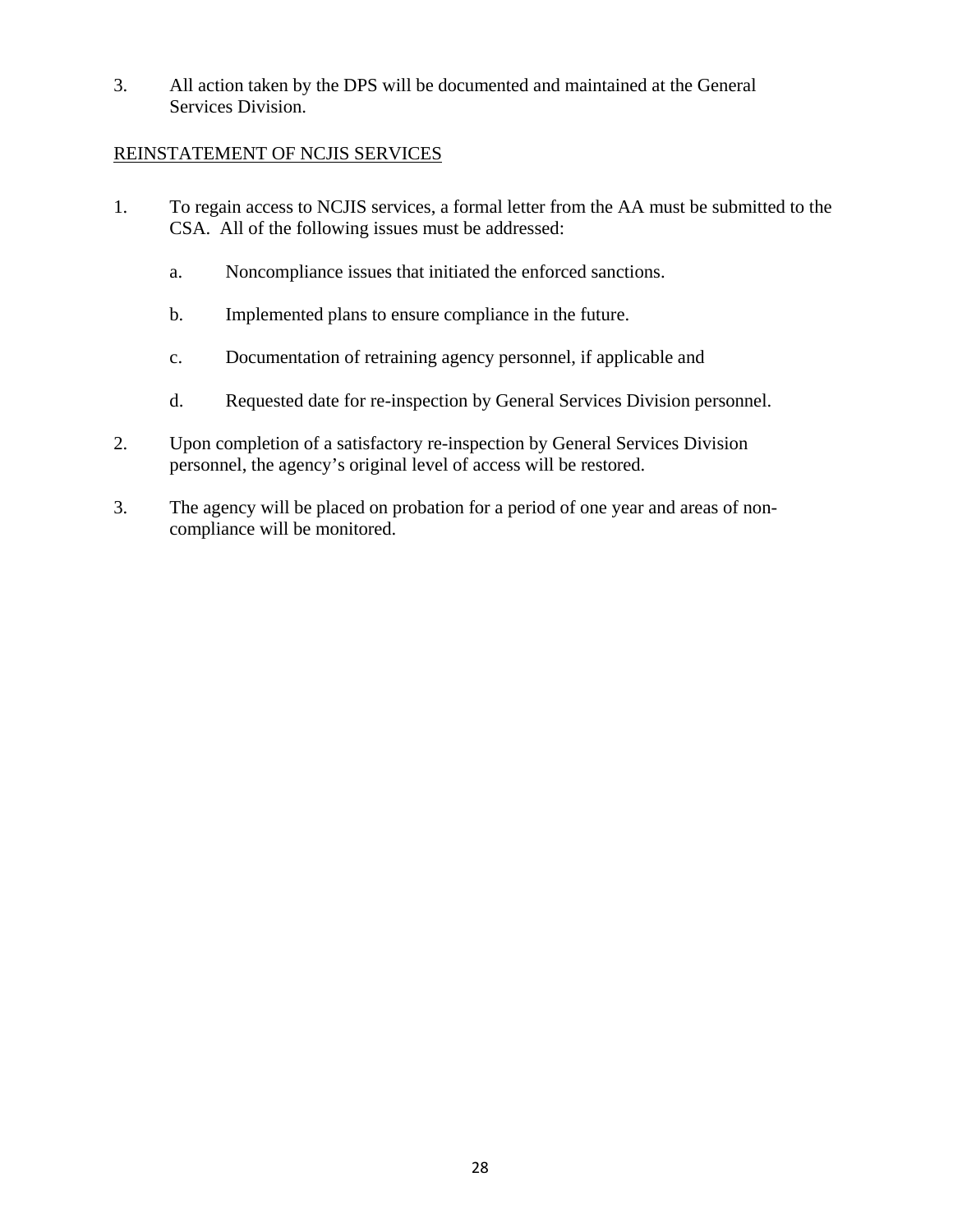3. All action taken by the DPS will be documented and maintained at the General Services Division.

<u>REINSTATEMENT OF NCJIS SERVICES</u>

1. To regain access to NCJIS services, a formal letter from the AA must be submitted to the CSA. All of the following issues must be addressed:

   a. Noncompliance issues that initiated the enforced sanctions.

   b. Implemented plans to ensure compliance in the future.

   c. Documentation of retraining agency personnel, if applicable and

   d. Requested date for re-inspection by General Services Division personnel.

2. Upon completion of a satisfactory re-inspection by General Services Division personnel, the agency's original level of access will be restored.

3. The agency will be placed on probation for a period of one year and areas of non-compliance will be monitored.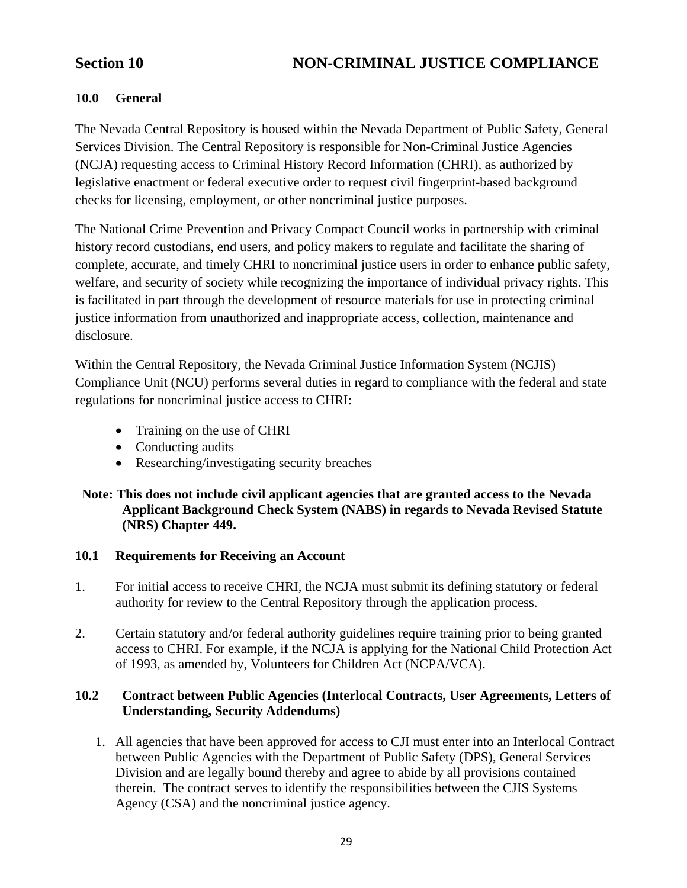# Section 10 NON-CRIMINAL JUSTICE COMPLIANCE

## 10.0 General

The Nevada Central Repository is housed within the Nevada Department of Public Safety, General Services Division. The Central Repository is responsible for Non-Criminal Justice Agencies (NCJA) requesting access to Criminal History Record Information (CHRI), as authorized by legislative enactment or federal executive order to request civil fingerprint-based background checks for licensing, employment, or other noncriminal justice purposes.

The National Crime Prevention and Privacy Compact Council works in partnership with criminal history record custodians, end users, and policy makers to regulate and facilitate the sharing of complete, accurate, and timely CHRI to noncriminal justice users in order to enhance public safety, welfare, and security of society while recognizing the importance of individual privacy rights. This is facilitated in part through the development of resource materials for use in protecting criminal justice information from unauthorized and inappropriate access, collection, maintenance and disclosure.

Within the Central Repository, the Nevada Criminal Justice Information System (NCJIS) Compliance Unit (NCU) performs several duties in regard to compliance with the federal and state regulations for noncriminal justice access to CHRI:

- Training on the use of CHRI
- Conducting audits
- Researching/investigating security breaches

**Note: This does not include civil applicant agencies that are granted access to the Nevada Applicant Background Check System (NABS) in regards to Nevada Revised Statute (NRS) Chapter 449.**

## 10.1 Requirements for Receiving an Account

1. For initial access to receive CHRI, the NCJA must submit its defining statutory or federal authority for review to the Central Repository through the application process.
2. Certain statutory and/or federal authority guidelines require training prior to being granted access to CHRI. For example, if the NCJA is applying for the National Child Protection Act of 1993, as amended by, Volunteers for Children Act (NCPA/VCA).

## 10.2 Contract between Public Agencies (Interlocal Contracts, User Agreements, Letters of Understanding, Security Addendums)

1. All agencies that have been approved for access to CJI must enter into an Interlocal Contract between Public Agencies with the Department of Public Safety (DPS), General Services Division and are legally bound thereby and agree to abide by all provisions contained therein. The contract serves to identify the responsibilities between the CJIS Systems Agency (CSA) and the noncriminal justice agency.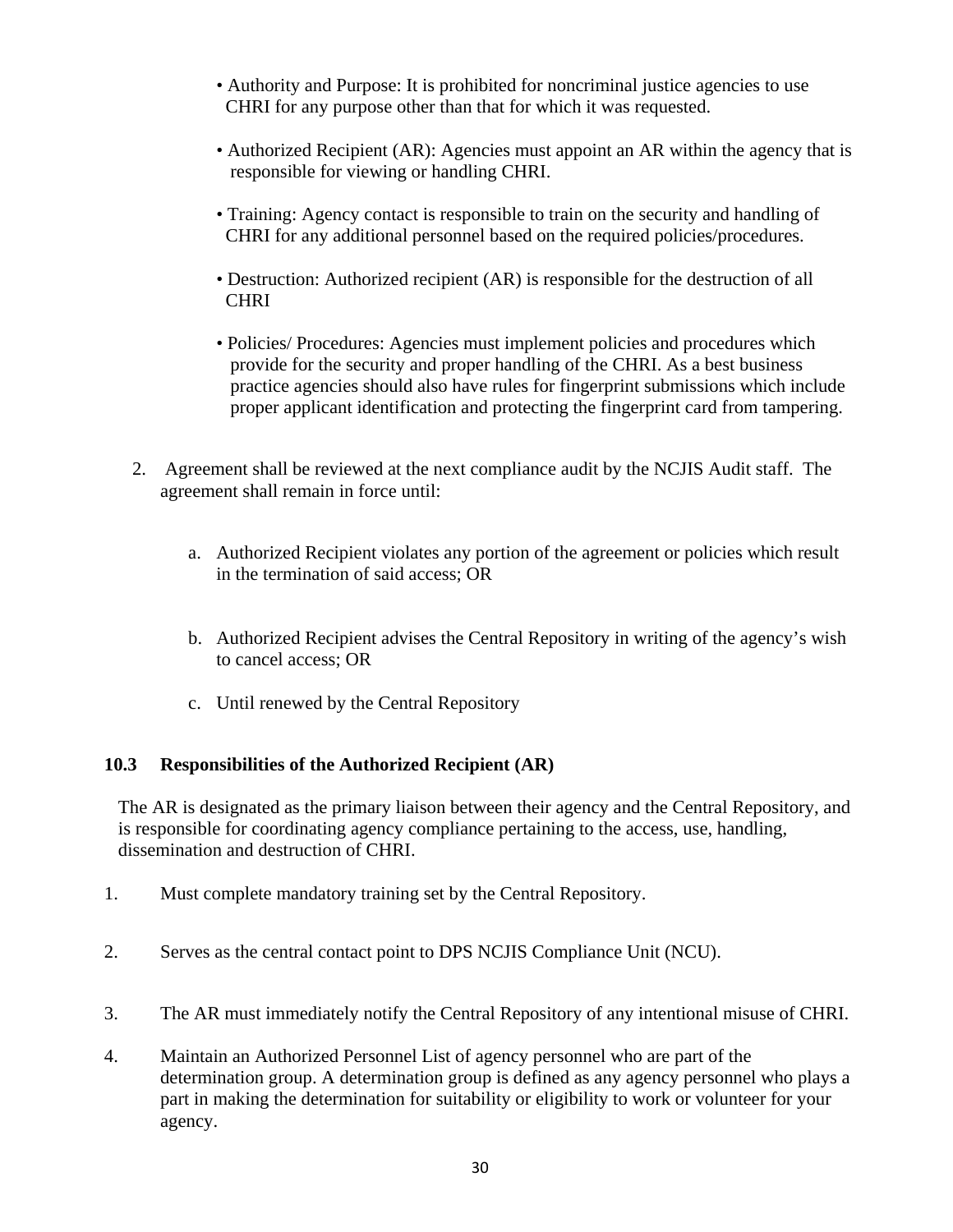- Authority and Purpose: It is prohibited for noncriminal justice agencies to use CHRI for any purpose other than that for which it was requested.

- Authorized Recipient (AR): Agencies must appoint an AR within the agency that is responsible for viewing or handling CHRI.

- Training: Agency contact is responsible to train on the security and handling of CHRI for any additional personnel based on the required policies/procedures.

- Destruction: Authorized recipient (AR) is responsible for the destruction of all CHRI

- Policies/ Procedures: Agencies must implement policies and procedures which provide for the security and proper handling of the CHRI. As a best business practice agencies should also have rules for fingerprint submissions which include proper applicant identification and protecting the fingerprint card from tampering.

2. Agreement shall be reviewed at the next compliance audit by the NCJIS Audit staff. The agreement shall remain in force until:

   a. Authorized Recipient violates any portion of the agreement or policies which result in the termination of said access; OR

   b. Authorized Recipient advises the Central Repository in writing of the agency's wish to cancel access; OR

   c. Until renewed by the Central Repository

### 10.3 Responsibilities of the Authorized Recipient (AR)

The AR is designated as the primary liaison between their agency and the Central Repository, and is responsible for coordinating agency compliance pertaining to the access, use, handling, dissemination and destruction of CHRI.

1. Must complete mandatory training set by the Central Repository.

2. Serves as the central contact point to DPS NCJIS Compliance Unit (NCU).

3. The AR must immediately notify the Central Repository of any intentional misuse of CHRI.

4. Maintain an Authorized Personnel List of agency personnel who are part of the determination group. A determination group is defined as any agency personnel who plays a part in making the determination for suitability or eligibility to work or volunteer for your agency.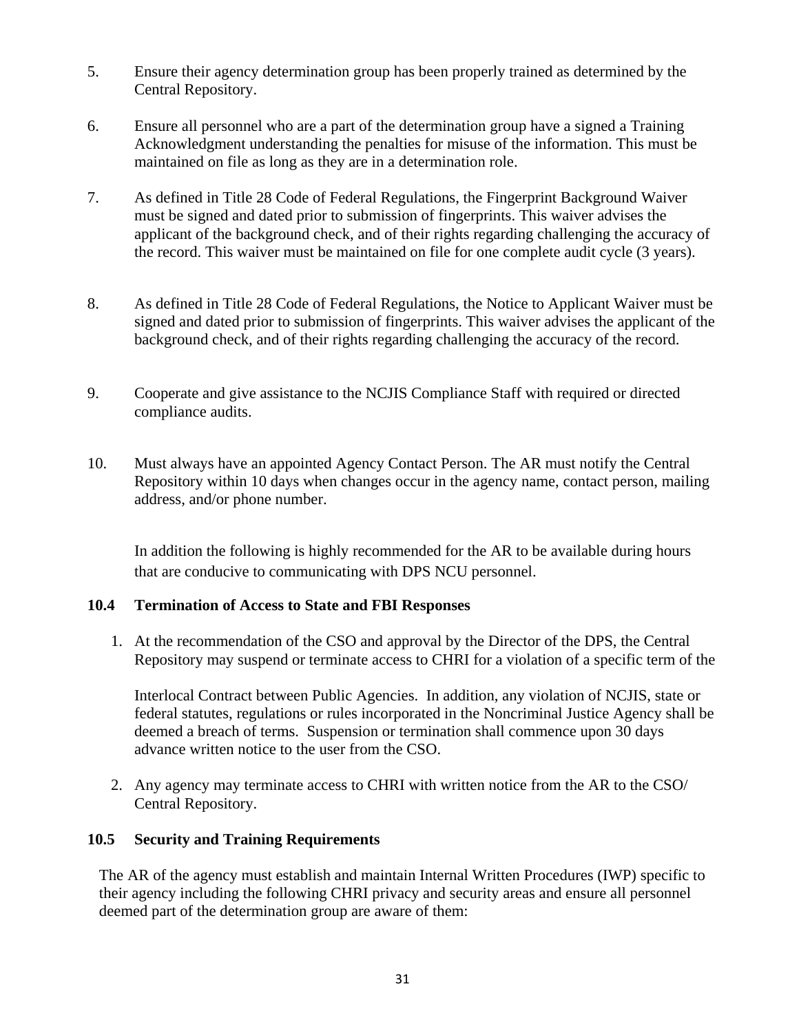5. Ensure their agency determination group has been properly trained as determined by the Central Repository.

6. Ensure all personnel who are a part of the determination group have a signed a Training Acknowledgment understanding the penalties for misuse of the information. This must be maintained on file as long as they are in a determination role.

7. As defined in Title 28 Code of Federal Regulations, the Fingerprint Background Waiver must be signed and dated prior to submission of fingerprints. This waiver advises the applicant of the background check, and of their rights regarding challenging the accuracy of the record. This waiver must be maintained on file for one complete audit cycle (3 years).

8. As defined in Title 28 Code of Federal Regulations, the Notice to Applicant Waiver must be signed and dated prior to submission of fingerprints. This waiver advises the applicant of the background check, and of their rights regarding challenging the accuracy of the record.

9. Cooperate and give assistance to the NCJIS Compliance Staff with required or directed compliance audits.

10. Must always have an appointed Agency Contact Person. The AR must notify the Central Repository within 10 days when changes occur in the agency name, contact person, mailing address, and/or phone number.

    In addition the following is highly recommended for the AR to be available during hours that are conducive to communicating with DPS NCU personnel.

### 10.4 Termination of Access to State and FBI Responses

1. At the recommendation of the CSO and approval by the Director of the DPS, the Central Repository may suspend or terminate access to CHRI for a violation of a specific term of the

   Interlocal Contract between Public Agencies. In addition, any violation of NCJIS, state or federal statutes, regulations or rules incorporated in the Noncriminal Justice Agency shall be deemed a breach of terms. Suspension or termination shall commence upon 30 days advance written notice to the user from the CSO.

2. Any agency may terminate access to CHRI with written notice from the AR to the CSO/ Central Repository.

### 10.5 Security and Training Requirements

The AR of the agency must establish and maintain Internal Written Procedures (IWP) specific to their agency including the following CHRI privacy and security areas and ensure all personnel deemed part of the determination group are aware of them: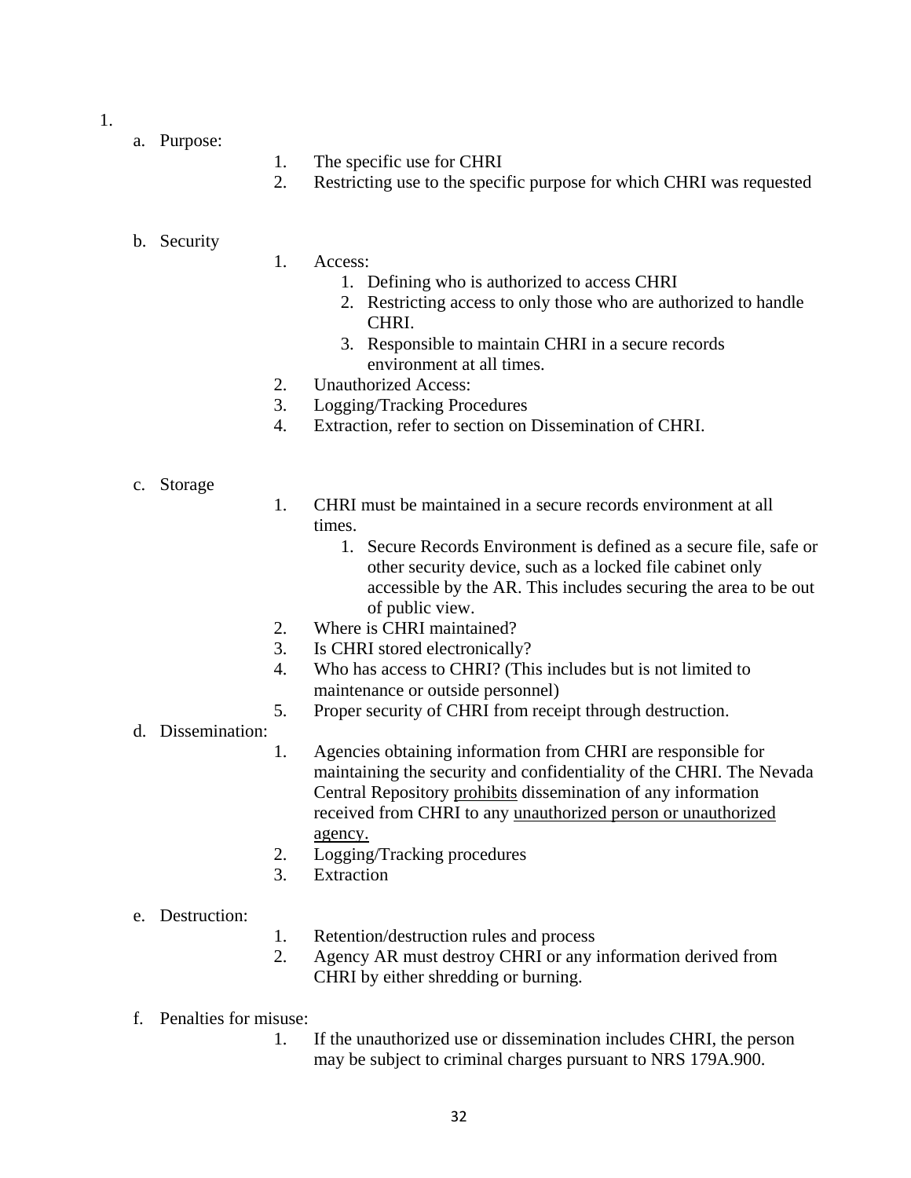1.

   a. Purpose:

      1. The specific use for CHRI
      2. Restricting use to the specific purpose for which CHRI was requested

   b. Security

      1. Access:
         1. Defining who is authorized to access CHRI
         2. Restricting access to only those who are authorized to handle CHRI.
         3. Responsible to maintain CHRI in a secure records environment at all times.
      2. Unauthorized Access:
      3. Logging/Tracking Procedures
      4. Extraction, refer to section on Dissemination of CHRI.

   c. Storage

      1. CHRI must be maintained in a secure records environment at all times.
         1. Secure Records Environment is defined as a secure file, safe or other security device, such as a locked file cabinet only accessible by the AR. This includes securing the area to be out of public view.
      2. Where is CHRI maintained?
      3. Is CHRI stored electronically?
      4. Who has access to CHRI? (This includes but is not limited to maintenance or outside personnel)
      5. Proper security of CHRI from receipt through destruction.

   d. Dissemination:

      1. Agencies obtaining information from CHRI are responsible for maintaining the security and confidentiality of the CHRI. The Nevada Central Repository <u>prohibits</u> dissemination of any information received from CHRI to any <u>unauthorized person or unauthorized agency.</u>
      2. Logging/Tracking procedures
      3. Extraction

   e. Destruction:

      1. Retention/destruction rules and process
      2. Agency AR must destroy CHRI or any information derived from CHRI by either shredding or burning.

   f. Penalties for misuse:

      1. If the unauthorized use or dissemination includes CHRI, the person may be subject to criminal charges pursuant to NRS 179A.900.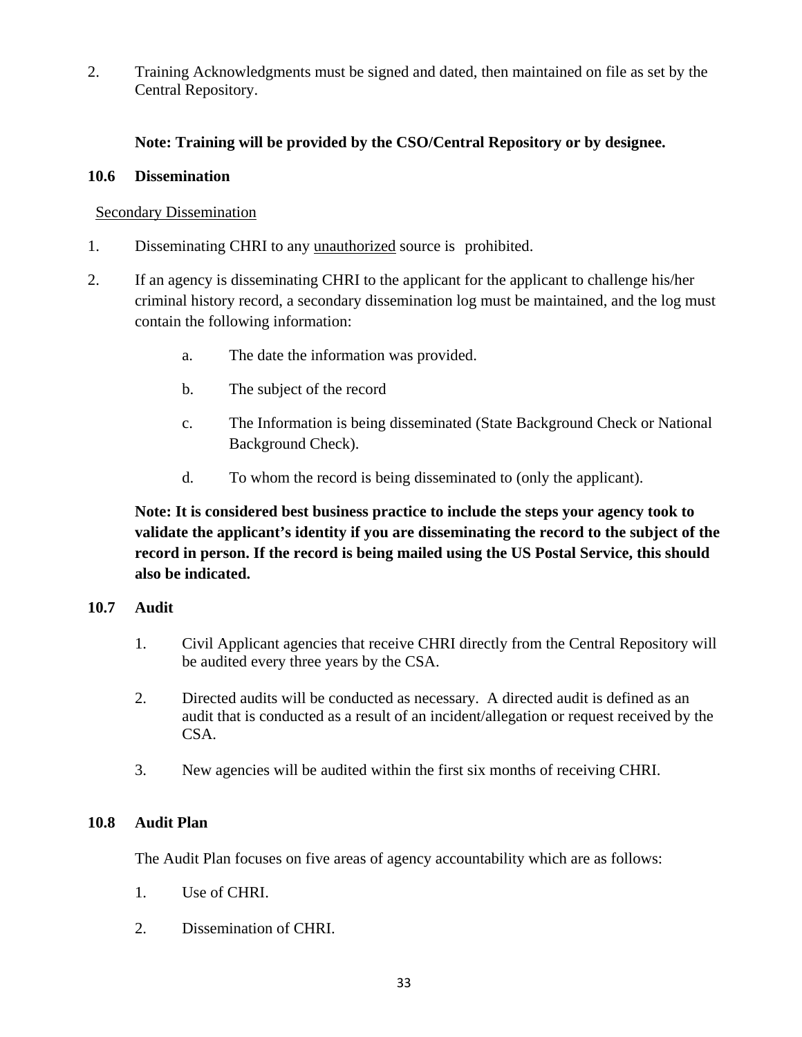2. Training Acknowledgments must be signed and dated, then maintained on file as set by the Central Repository.

**Note: Training will be provided by the CSO/Central Repository or by designee.**

### 10.6 Dissemination

Secondary Dissemination

1. Disseminating CHRI to any unauthorized source is prohibited.
2. If an agency is disseminating CHRI to the applicant for the applicant to challenge his/her criminal history record, a secondary dissemination log must be maintained, and the log must contain the following information:
   a. The date the information was provided.
   b. The subject of the record
   c. The Information is being disseminated (State Background Check or National Background Check).
   d. To whom the record is being disseminated to (only the applicant).

**Note: It is considered best business practice to include the steps your agency took to validate the applicant's identity if you are disseminating the record to the subject of the record in person. If the record is being mailed using the US Postal Service, this should also be indicated.**

### 10.7 Audit

1. Civil Applicant agencies that receive CHRI directly from the Central Repository will be audited every three years by the CSA.
2. Directed audits will be conducted as necessary. A directed audit is defined as an audit that is conducted as a result of an incident/allegation or request received by the CSA.
3. New agencies will be audited within the first six months of receiving CHRI.

### 10.8 Audit Plan

The Audit Plan focuses on five areas of agency accountability which are as follows:

1. Use of CHRI.
2. Dissemination of CHRI.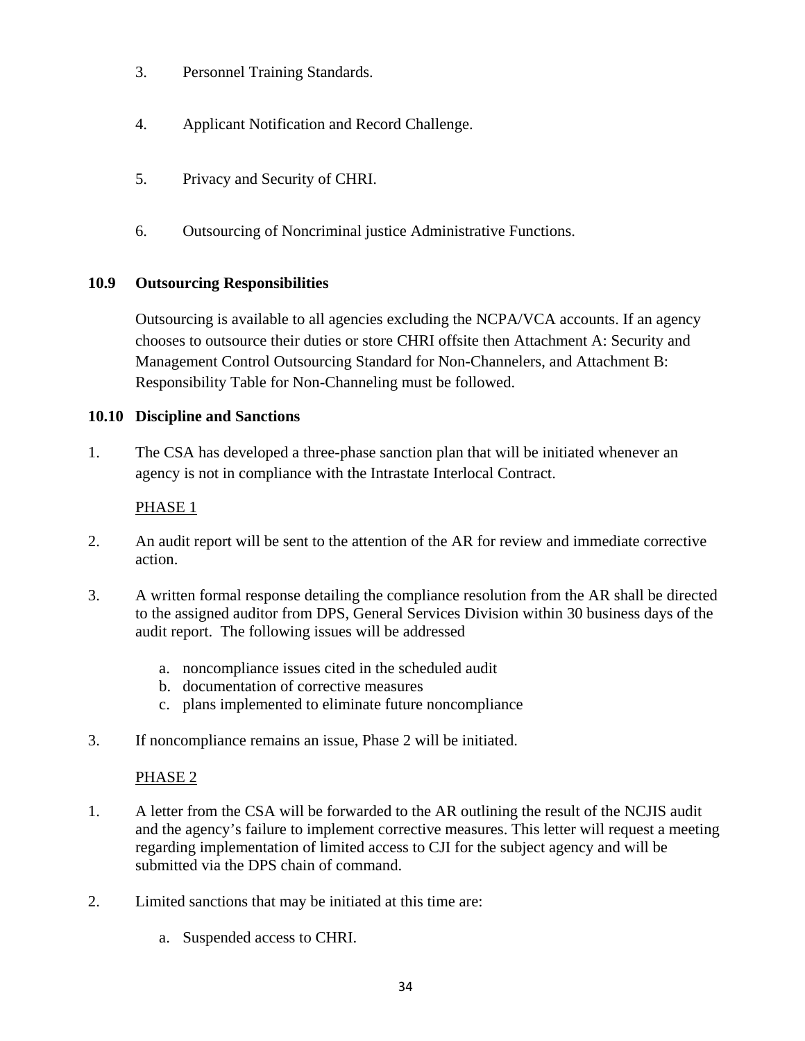3. Personnel Training Standards.

4. Applicant Notification and Record Challenge.

5. Privacy and Security of CHRI.

6. Outsourcing of Noncriminal justice Administrative Functions.

## 10.9 Outsourcing Responsibilities

Outsourcing is available to all agencies excluding the NCPA/VCA accounts. If an agency chooses to outsource their duties or store CHRI offsite then Attachment A: Security and Management Control Outsourcing Standard for Non-Channelers, and Attachment B: Responsibility Table for Non-Channeling must be followed.

## 10.10 Discipline and Sanctions

1. The CSA has developed a three-phase sanction plan that will be initiated whenever an agency is not in compliance with the Intrastate Interlocal Contract.

<u>PHASE 1</u>

2. An audit report will be sent to the attention of the AR for review and immediate corrective action.

3. A written formal response detailing the compliance resolution from the AR shall be directed to the assigned auditor from DPS, General Services Division within 30 business days of the audit report. The following issues will be addressed

   a. noncompliance issues cited in the scheduled audit
   b. documentation of corrective measures
   c. plans implemented to eliminate future noncompliance

3. If noncompliance remains an issue, Phase 2 will be initiated.

<u>PHASE 2</u>

1. A letter from the CSA will be forwarded to the AR outlining the result of the NCJIS audit and the agency's failure to implement corrective measures. This letter will request a meeting regarding implementation of limited access to CJI for the subject agency and will be submitted via the DPS chain of command.

2. Limited sanctions that may be initiated at this time are:

   a. Suspended access to CHRI.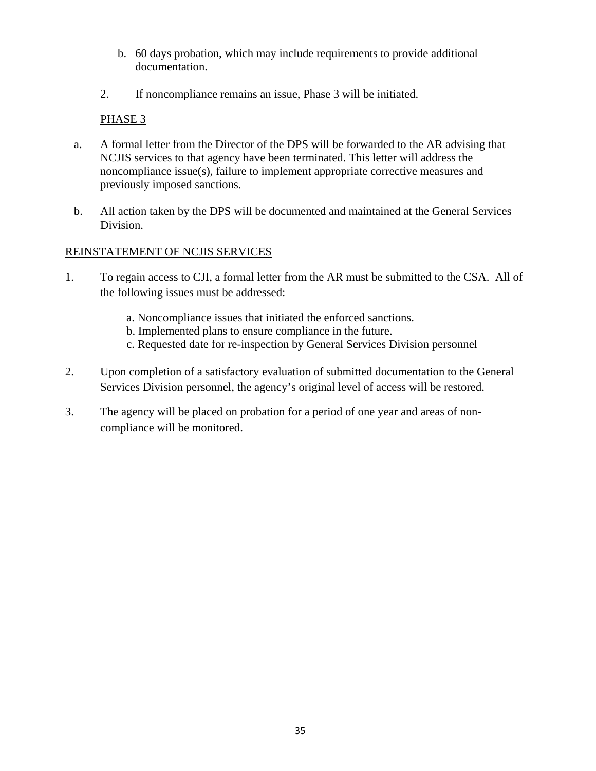b. 60 days probation, which may include requirements to provide additional documentation.

2. If noncompliance remains an issue, Phase 3 will be initiated.

PHASE 3

a. A formal letter from the Director of the DPS will be forwarded to the AR advising that NCJIS services to that agency have been terminated. This letter will address the noncompliance issue(s), failure to implement appropriate corrective measures and previously imposed sanctions.

b. All action taken by the DPS will be documented and maintained at the General Services Division.

REINSTATEMENT OF NCJIS SERVICES

1. To regain access to CJI, a formal letter from the AR must be submitted to the CSA. All of the following issues must be addressed:

   a. Noncompliance issues that initiated the enforced sanctions.
   b. Implemented plans to ensure compliance in the future.
   c. Requested date for re-inspection by General Services Division personnel

2. Upon completion of a satisfactory evaluation of submitted documentation to the General Services Division personnel, the agency's original level of access will be restored.

3. The agency will be placed on probation for a period of one year and areas of non-compliance will be monitored.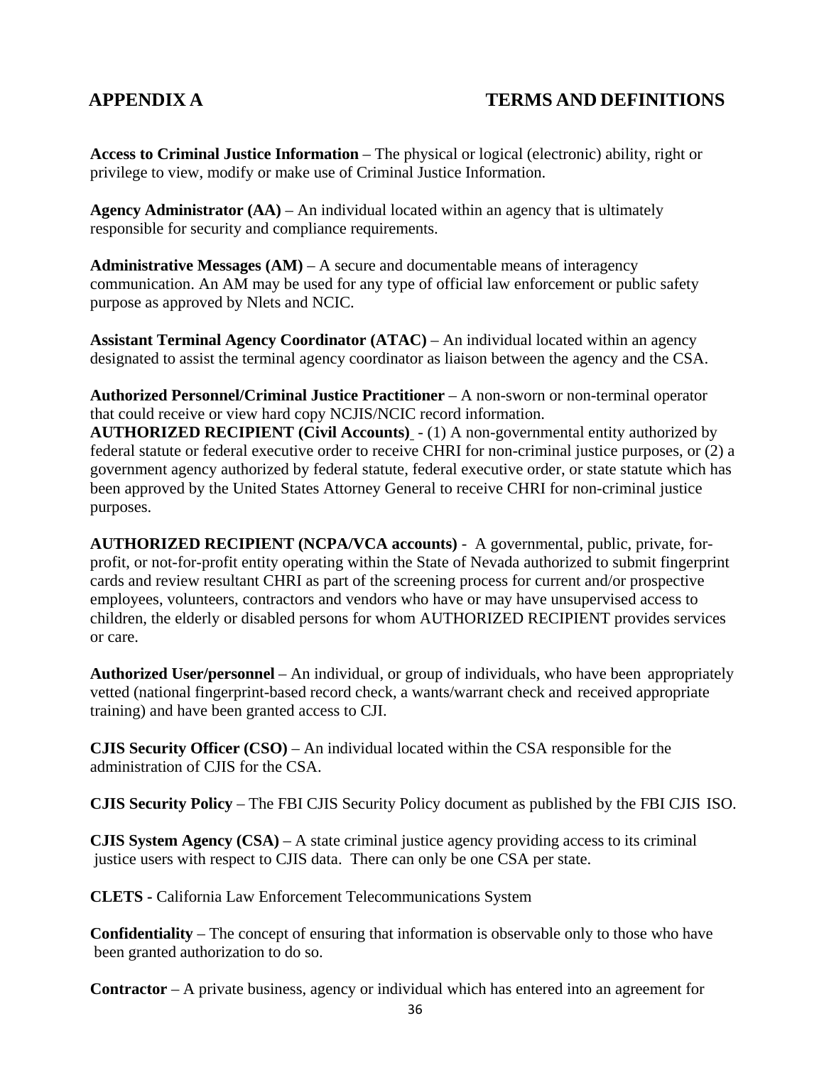# APPENDIX A TERMS AND DEFINITIONS

**Access to Criminal Justice Information** – The physical or logical (electronic) ability, right or privilege to view, modify or make use of Criminal Justice Information.

**Agency Administrator (AA)** – An individual located within an agency that is ultimately responsible for security and compliance requirements.

**Administrative Messages (AM)** – A secure and documentable means of interagency communication. An AM may be used for any type of official law enforcement or public safety purpose as approved by Nlets and NCIC.

**Assistant Terminal Agency Coordinator (ATAC)** – An individual located within an agency designated to assist the terminal agency coordinator as liaison between the agency and the CSA.

**Authorized Personnel/Criminal Justice Practitioner** – A non-sworn or non-terminal operator that could receive or view hard copy NCJIS/NCIC record information.

**AUTHORIZED RECIPIENT (Civil Accounts)** - (1) A non-governmental entity authorized by federal statute or federal executive order to receive CHRI for non-criminal justice purposes, or (2) a government agency authorized by federal statute, federal executive order, or state statute which has been approved by the United States Attorney General to receive CHRI for non-criminal justice purposes.

**AUTHORIZED RECIPIENT (NCPA/VCA accounts)** - A governmental, public, private, for-profit, or not-for-profit entity operating within the State of Nevada authorized to submit fingerprint cards and review resultant CHRI as part of the screening process for current and/or prospective employees, volunteers, contractors and vendors who have or may have unsupervised access to children, the elderly or disabled persons for whom AUTHORIZED RECIPIENT provides services or care.

**Authorized User/personnel** – An individual, or group of individuals, who have been appropriately vetted (national fingerprint-based record check, a wants/warrant check and received appropriate training) and have been granted access to CJI.

**CJIS Security Officer (CSO)** – An individual located within the CSA responsible for the administration of CJIS for the CSA.

**CJIS Security Policy** – The FBI CJIS Security Policy document as published by the FBI CJIS ISO.

**CJIS System Agency (CSA)** – A state criminal justice agency providing access to its criminal justice users with respect to CJIS data. There can only be one CSA per state.

**CLETS -** California Law Enforcement Telecommunications System

**Confidentiality** – The concept of ensuring that information is observable only to those who have been granted authorization to do so.

**Contractor** – A private business, agency or individual which has entered into an agreement for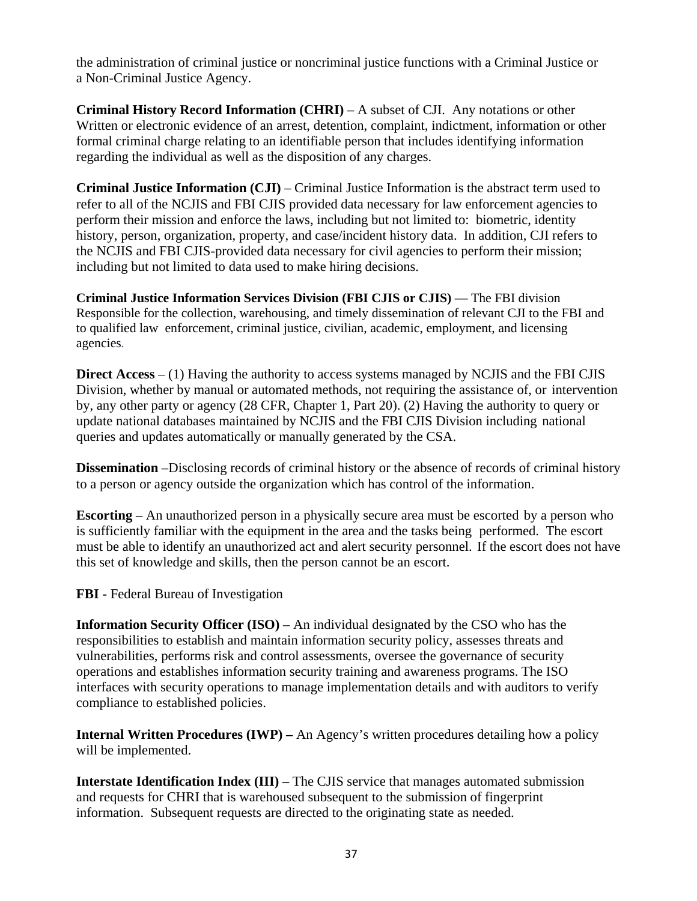the administration of criminal justice or noncriminal justice functions with a Criminal Justice or a Non-Criminal Justice Agency.

**Criminal History Record Information (CHRI)** – A subset of CJI. Any notations or other Written or electronic evidence of an arrest, detention, complaint, indictment, information or other formal criminal charge relating to an identifiable person that includes identifying information regarding the individual as well as the disposition of any charges.

**Criminal Justice Information (CJI)** – Criminal Justice Information is the abstract term used to refer to all of the NCJIS and FBI CJIS provided data necessary for law enforcement agencies to perform their mission and enforce the laws, including but not limited to: biometric, identity history, person, organization, property, and case/incident history data. In addition, CJI refers to the NCJIS and FBI CJIS-provided data necessary for civil agencies to perform their mission; including but not limited to data used to make hiring decisions.

**Criminal Justice Information Services Division (FBI CJIS or CJIS)** — The FBI division Responsible for the collection, warehousing, and timely dissemination of relevant CJI to the FBI and to qualified law enforcement, criminal justice, civilian, academic, employment, and licensing agencies.

**Direct Access** – (1) Having the authority to access systems managed by NCJIS and the FBI CJIS Division, whether by manual or automated methods, not requiring the assistance of, or intervention by, any other party or agency (28 CFR, Chapter 1, Part 20). (2) Having the authority to query or update national databases maintained by NCJIS and the FBI CJIS Division including national queries and updates automatically or manually generated by the CSA.

**Dissemination** –Disclosing records of criminal history or the absence of records of criminal history to a person or agency outside the organization which has control of the information.

**Escorting** – An unauthorized person in a physically secure area must be escorted by a person who is sufficiently familiar with the equipment in the area and the tasks being performed. The escort must be able to identify an unauthorized act and alert security personnel. If the escort does not have this set of knowledge and skills, then the person cannot be an escort.

**FBI -** Federal Bureau of Investigation

**Information Security Officer (ISO)** – An individual designated by the CSO who has the responsibilities to establish and maintain information security policy, assesses threats and vulnerabilities, performs risk and control assessments, oversee the governance of security operations and establishes information security training and awareness programs. The ISO interfaces with security operations to manage implementation details and with auditors to verify compliance to established policies.

**Internal Written Procedures (IWP) –** An Agency's written procedures detailing how a policy will be implemented.

**Interstate Identification Index (III)** – The CJIS service that manages automated submission and requests for CHRI that is warehoused subsequent to the submission of fingerprint information. Subsequent requests are directed to the originating state as needed.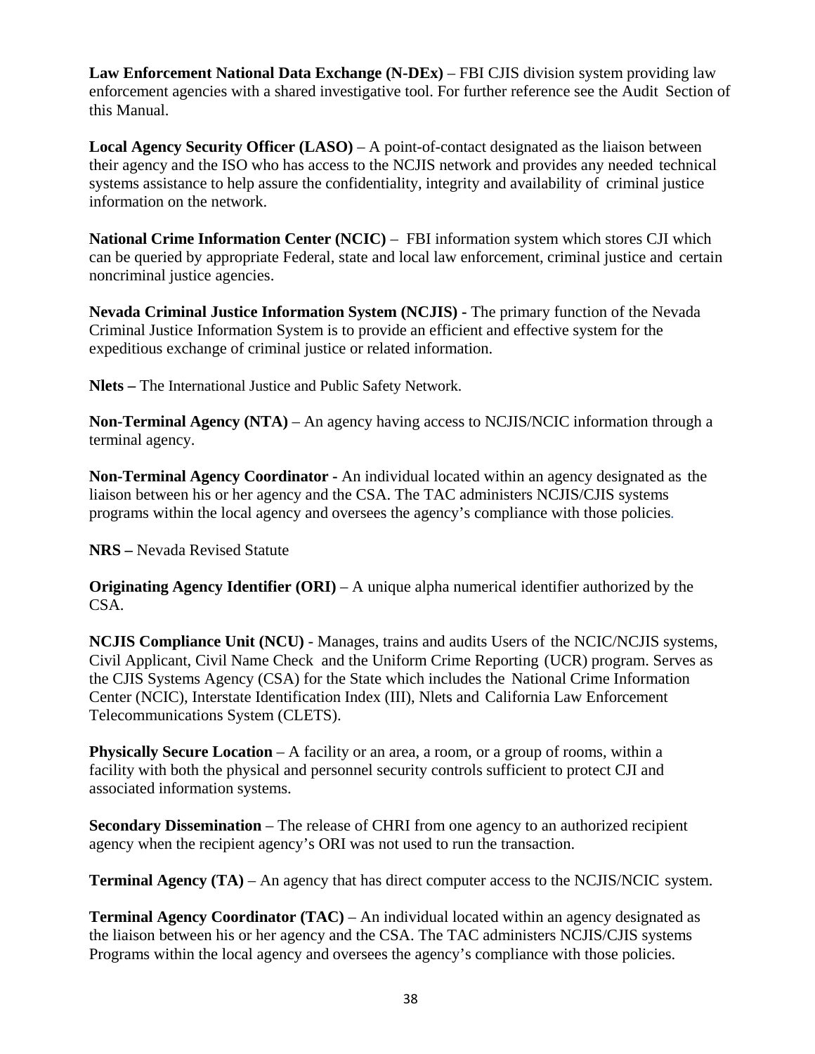**Law Enforcement National Data Exchange (N-DEx)** – FBI CJIS division system providing law enforcement agencies with a shared investigative tool. For further reference see the Audit Section of this Manual.

**Local Agency Security Officer (LASO)** – A point-of-contact designated as the liaison between their agency and the ISO who has access to the NCJIS network and provides any needed technical systems assistance to help assure the confidentiality, integrity and availability of criminal justice information on the network.

**National Crime Information Center (NCIC)** – FBI information system which stores CJI which can be queried by appropriate Federal, state and local law enforcement, criminal justice and certain noncriminal justice agencies.

**Nevada Criminal Justice Information System (NCJIS) -** The primary function of the Nevada Criminal Justice Information System is to provide an efficient and effective system for the expeditious exchange of criminal justice or related information.

**Nlets –** The International Justice and Public Safety Network.

**Non-Terminal Agency (NTA)** – An agency having access to NCJIS/NCIC information through a terminal agency.

**Non-Terminal Agency Coordinator -** An individual located within an agency designated as the liaison between his or her agency and the CSA. The TAC administers NCJIS/CJIS systems programs within the local agency and oversees the agency's compliance with those policies.

**NRS –** Nevada Revised Statute

**Originating Agency Identifier (ORI)** – A unique alpha numerical identifier authorized by the CSA.

**NCJIS Compliance Unit (NCU)** - Manages, trains and audits Users of the NCIC/NCJIS systems, Civil Applicant, Civil Name Check and the Uniform Crime Reporting (UCR) program. Serves as the CJIS Systems Agency (CSA) for the State which includes the National Crime Information Center (NCIC), Interstate Identification Index (III), Nlets and California Law Enforcement Telecommunications System (CLETS).

**Physically Secure Location** – A facility or an area, a room, or a group of rooms, within a facility with both the physical and personnel security controls sufficient to protect CJI and associated information systems.

**Secondary Dissemination** – The release of CHRI from one agency to an authorized recipient agency when the recipient agency's ORI was not used to run the transaction.

**Terminal Agency (TA)** – An agency that has direct computer access to the NCJIS/NCIC system.

**Terminal Agency Coordinator (TAC)** – An individual located within an agency designated as the liaison between his or her agency and the CSA. The TAC administers NCJIS/CJIS systems Programs within the local agency and oversees the agency's compliance with those policies.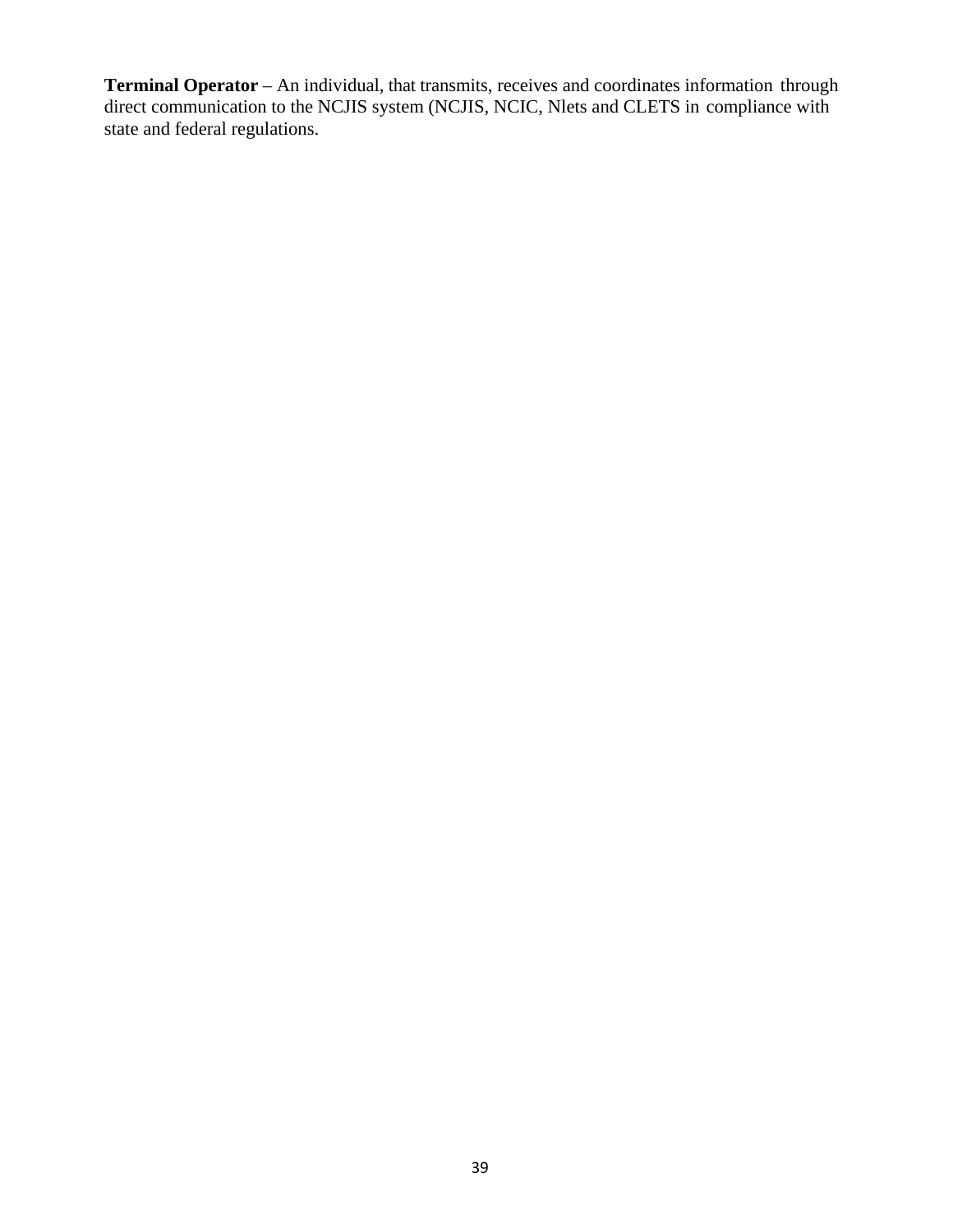**Terminal Operator** – An individual, that transmits, receives and coordinates information through direct communication to the NCJIS system (NCJIS, NCIC, Nlets and CLETS in compliance with state and federal regulations.